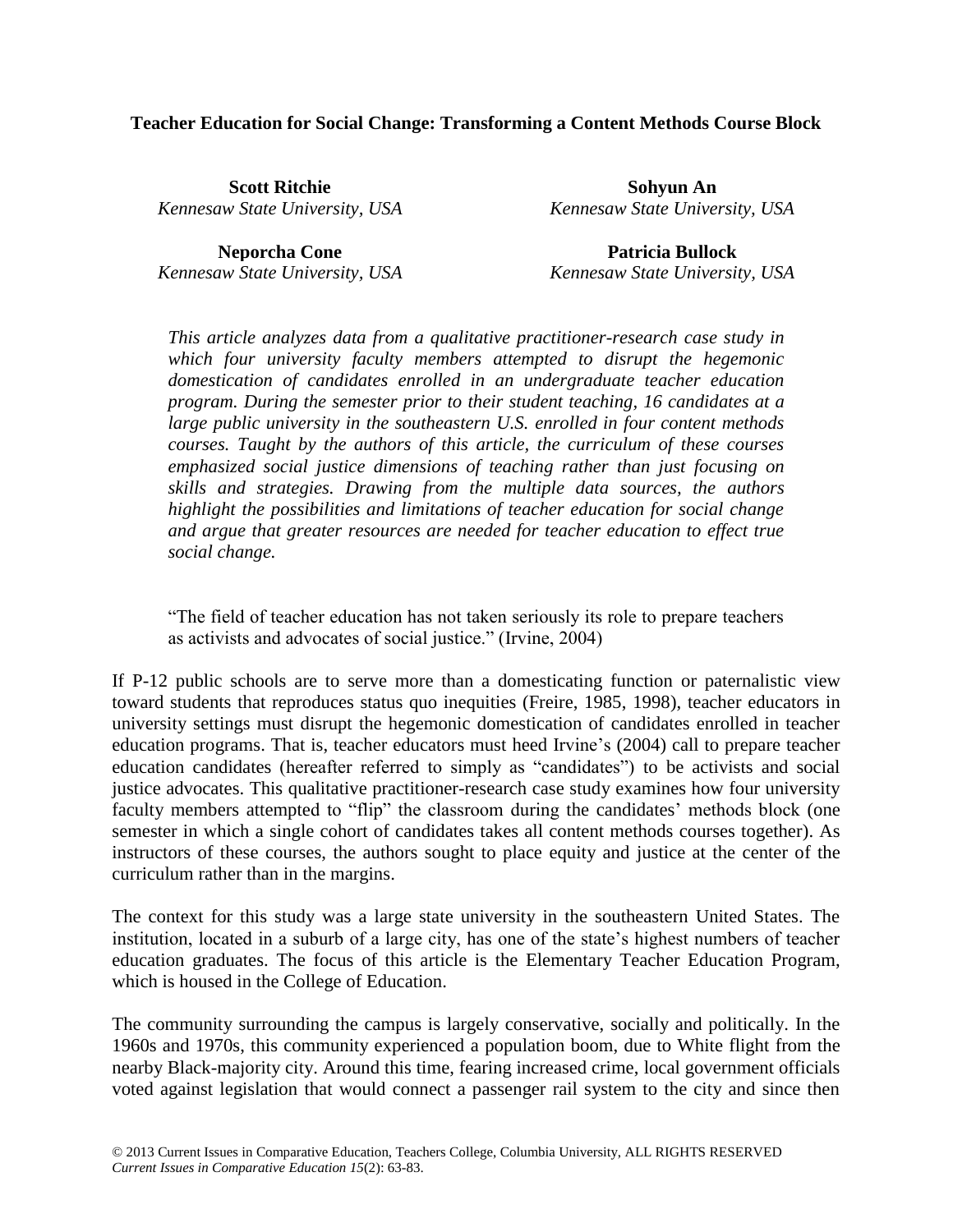# Teacher Education for Social Change: Transforming a Content Methods Course Block

**Scott Ritchie**
*Kennesaw State University, USA*

**Sohyun An**
*Kennesaw State University, USA*

**Neporcha Cone**
*Kennesaw State University, USA*

**Patricia Bullock**
*Kennesaw State University, USA*

*This article analyzes data from a qualitative practitioner-research case study in which four university faculty members attempted to disrupt the hegemonic domestication of candidates enrolled in an undergraduate teacher education program. During the semester prior to their student teaching, 16 candidates at a large public university in the southeastern U.S. enrolled in four content methods courses. Taught by the authors of this article, the curriculum of these courses emphasized social justice dimensions of teaching rather than just focusing on skills and strategies. Drawing from the multiple data sources, the authors highlight the possibilities and limitations of teacher education for social change and argue that greater resources are needed for teacher education to effect true social change.*

> "The field of teacher education has not taken seriously its role to prepare teachers as activists and advocates of social justice." (Irvine, 2004)

If P-12 public schools are to serve more than a domesticating function or paternalistic view toward students that reproduces status quo inequities (Freire, 1985, 1998), teacher educators in university settings must disrupt the hegemonic domestication of candidates enrolled in teacher education programs. That is, teacher educators must heed Irvine's (2004) call to prepare teacher education candidates (hereafter referred to simply as "candidates") to be activists and social justice advocates. This qualitative practitioner-research case study examines how four university faculty members attempted to "flip" the classroom during the candidates' methods block (one semester in which a single cohort of candidates takes all content methods courses together). As instructors of these courses, the authors sought to place equity and justice at the center of the curriculum rather than in the margins.

The context for this study was a large state university in the southeastern United States. The institution, located in a suburb of a large city, has one of the state's highest numbers of teacher education graduates. The focus of this article is the Elementary Teacher Education Program, which is housed in the College of Education.

The community surrounding the campus is largely conservative, socially and politically. In the 1960s and 1970s, this community experienced a population boom, due to White flight from the nearby Black-majority city. Around this time, fearing increased crime, local government officials voted against legislation that would connect a passenger rail system to the city and since then

© 2013 Current Issues in Comparative Education, Teachers College, Columbia University, ALL RIGHTS RESERVED
*Current Issues in Comparative Education 15*(2): 63-83.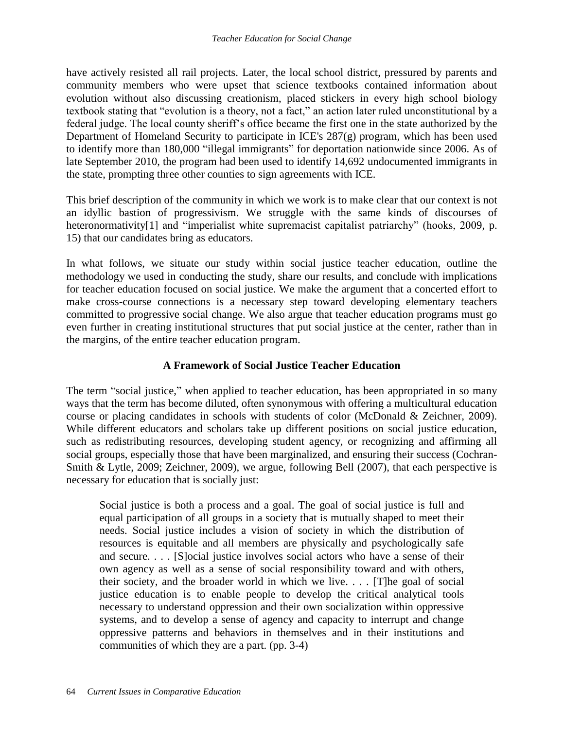have actively resisted all rail projects. Later, the local school district, pressured by parents and community members who were upset that science textbooks contained information about evolution without also discussing creationism, placed stickers in every high school biology textbook stating that "evolution is a theory, not a fact," an action later ruled unconstitutional by a federal judge. The local county sheriff's office became the first one in the state authorized by the Department of Homeland Security to participate in ICE's 287(g) program, which has been used to identify more than 180,000 "illegal immigrants" for deportation nationwide since 2006. As of late September 2010, the program had been used to identify 14,692 undocumented immigrants in the state, prompting three other counties to sign agreements with ICE.

This brief description of the community in which we work is to make clear that our context is not an idyllic bastion of progressivism. We struggle with the same kinds of discourses of heteronormativity[1] and "imperialist white supremacist capitalist patriarchy" (hooks, 2009, p. 15) that our candidates bring as educators.

In what follows, we situate our study within social justice teacher education, outline the methodology we used in conducting the study, share our results, and conclude with implications for teacher education focused on social justice. We make the argument that a concerted effort to make cross-course connections is a necessary step toward developing elementary teachers committed to progressive social change. We also argue that teacher education programs must go even further in creating institutional structures that put social justice at the center, rather than in the margins, of the entire teacher education program.

## A Framework of Social Justice Teacher Education

The term "social justice," when applied to teacher education, has been appropriated in so many ways that the term has become diluted, often synonymous with offering a multicultural education course or placing candidates in schools with students of color (McDonald & Zeichner, 2009). While different educators and scholars take up different positions on social justice education, such as redistributing resources, developing student agency, or recognizing and affirming all social groups, especially those that have been marginalized, and ensuring their success (Cochran-Smith & Lytle, 2009; Zeichner, 2009), we argue, following Bell (2007), that each perspective is necessary for education that is socially just:

> Social justice is both a process and a goal. The goal of social justice is full and equal participation of all groups in a society that is mutually shaped to meet their needs. Social justice includes a vision of society in which the distribution of resources is equitable and all members are physically and psychologically safe and secure. . . . [S]ocial justice involves social actors who have a sense of their own agency as well as a sense of social responsibility toward and with others, their society, and the broader world in which we live. . . . [T]he goal of social justice education is to enable people to develop the critical analytical tools necessary to understand oppression and their own socialization within oppressive systems, and to develop a sense of agency and capacity to interrupt and change oppressive patterns and behaviors in themselves and in their institutions and communities of which they are a part. (pp. 3-4)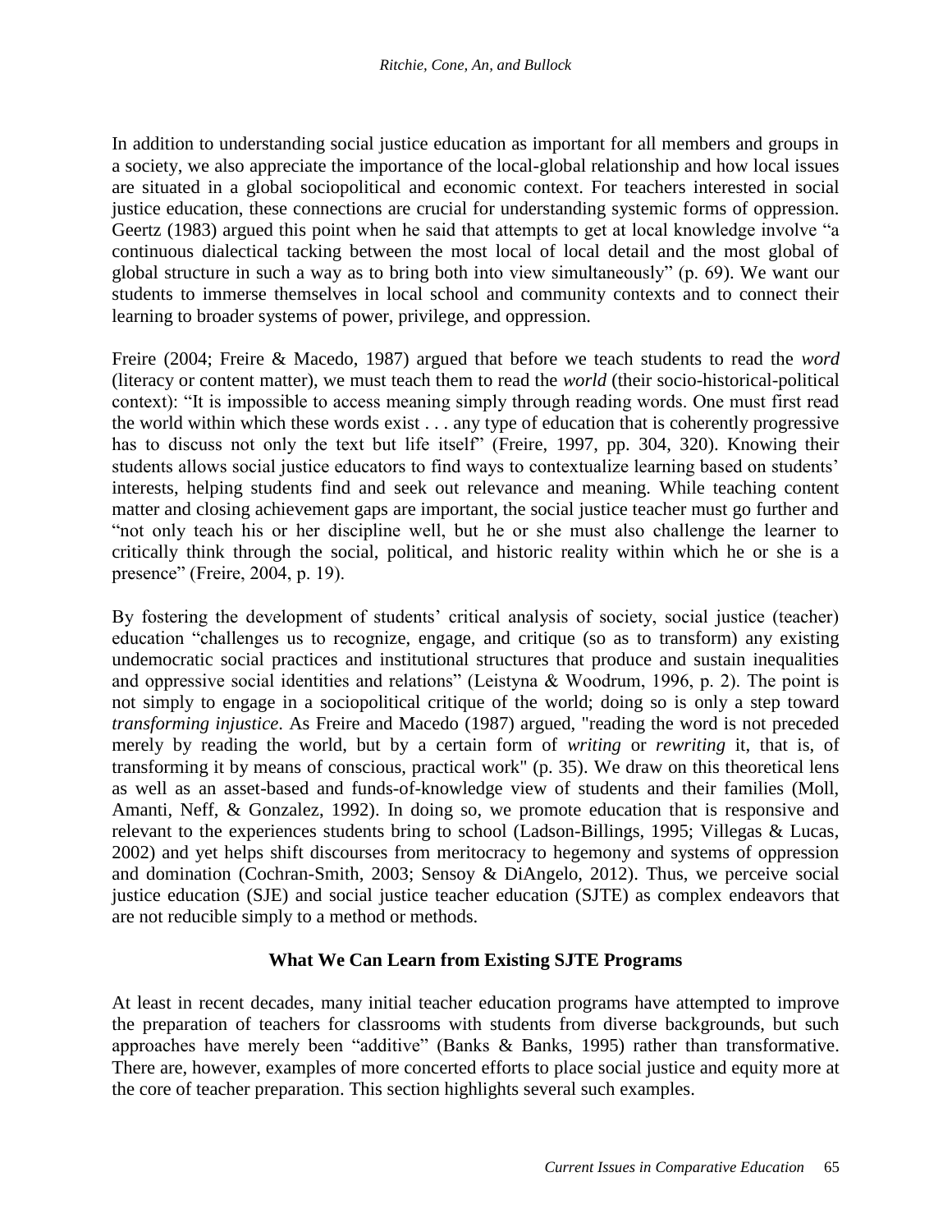In addition to understanding social justice education as important for all members and groups in a society, we also appreciate the importance of the local-global relationship and how local issues are situated in a global sociopolitical and economic context. For teachers interested in social justice education, these connections are crucial for understanding systemic forms of oppression. Geertz (1983) argued this point when he said that attempts to get at local knowledge involve "a continuous dialectical tacking between the most local of local detail and the most global of global structure in such a way as to bring both into view simultaneously" (p. 69). We want our students to immerse themselves in local school and community contexts and to connect their learning to broader systems of power, privilege, and oppression.

Freire (2004; Freire & Macedo, 1987) argued that before we teach students to read the *word* (literacy or content matter), we must teach them to read the *world* (their socio-historical-political context): "It is impossible to access meaning simply through reading words. One must first read the world within which these words exist . . . any type of education that is coherently progressive has to discuss not only the text but life itself" (Freire, 1997, pp. 304, 320). Knowing their students allows social justice educators to find ways to contextualize learning based on students' interests, helping students find and seek out relevance and meaning. While teaching content matter and closing achievement gaps are important, the social justice teacher must go further and "not only teach his or her discipline well, but he or she must also challenge the learner to critically think through the social, political, and historic reality within which he or she is a presence" (Freire, 2004, p. 19).

By fostering the development of students' critical analysis of society, social justice (teacher) education "challenges us to recognize, engage, and critique (so as to transform) any existing undemocratic social practices and institutional structures that produce and sustain inequalities and oppressive social identities and relations" (Leistyna & Woodrum, 1996, p. 2). The point is not simply to engage in a sociopolitical critique of the world; doing so is only a step toward *transforming injustice*. As Freire and Macedo (1987) argued, "reading the word is not preceded merely by reading the world, but by a certain form of *writing* or *rewriting* it, that is, of transforming it by means of conscious, practical work" (p. 35). We draw on this theoretical lens as well as an asset-based and funds-of-knowledge view of students and their families (Moll, Amanti, Neff, & Gonzalez, 1992). In doing so, we promote education that is responsive and relevant to the experiences students bring to school (Ladson-Billings, 1995; Villegas & Lucas, 2002) and yet helps shift discourses from meritocracy to hegemony and systems of oppression and domination (Cochran-Smith, 2003; Sensoy & DiAngelo, 2012). Thus, we perceive social justice education (SJE) and social justice teacher education (SJTE) as complex endeavors that are not reducible simply to a method or methods.

## What We Can Learn from Existing SJTE Programs

At least in recent decades, many initial teacher education programs have attempted to improve the preparation of teachers for classrooms with students from diverse backgrounds, but such approaches have merely been "additive" (Banks & Banks, 1995) rather than transformative. There are, however, examples of more concerted efforts to place social justice and equity more at the core of teacher preparation. This section highlights several such examples.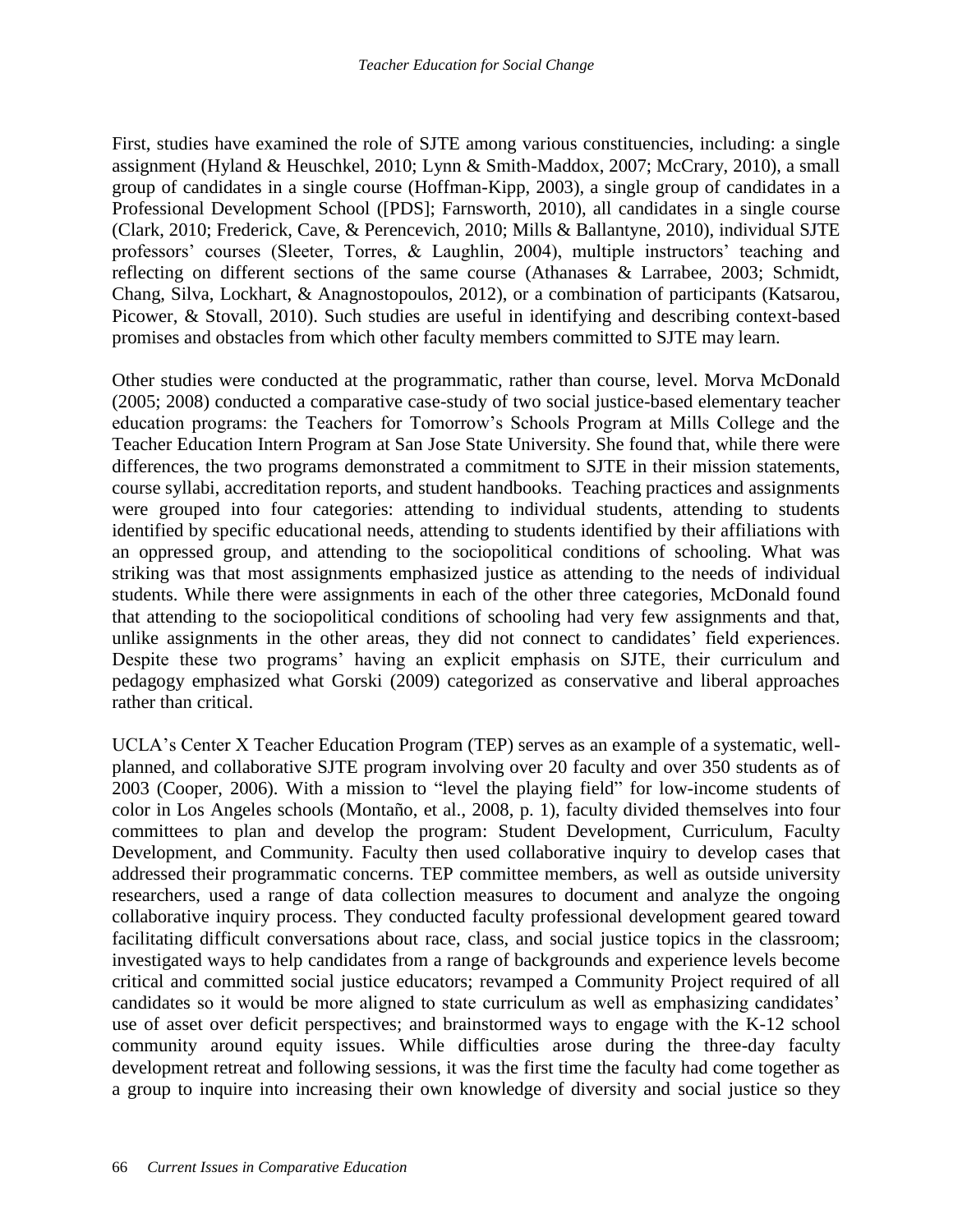First, studies have examined the role of SJTE among various constituencies, including: a single assignment (Hyland & Heuschkel, 2010; Lynn & Smith-Maddox, 2007; McCrary, 2010), a small group of candidates in a single course (Hoffman-Kipp, 2003), a single group of candidates in a Professional Development School ([PDS]; Farnsworth, 2010), all candidates in a single course (Clark, 2010; Frederick, Cave, & Perencevich, 2010; Mills & Ballantyne, 2010), individual SJTE professors' courses (Sleeter, Torres, & Laughlin, 2004), multiple instructors' teaching and reflecting on different sections of the same course (Athanases & Larrabee, 2003; Schmidt, Chang, Silva, Lockhart, & Anagnostopoulos, 2012), or a combination of participants (Katsarou, Picower, & Stovall, 2010). Such studies are useful in identifying and describing context-based promises and obstacles from which other faculty members committed to SJTE may learn.

Other studies were conducted at the programmatic, rather than course, level. Morva McDonald (2005; 2008) conducted a comparative case-study of two social justice-based elementary teacher education programs: the Teachers for Tomorrow's Schools Program at Mills College and the Teacher Education Intern Program at San Jose State University. She found that, while there were differences, the two programs demonstrated a commitment to SJTE in their mission statements, course syllabi, accreditation reports, and student handbooks. Teaching practices and assignments were grouped into four categories: attending to individual students, attending to students identified by specific educational needs, attending to students identified by their affiliations with an oppressed group, and attending to the sociopolitical conditions of schooling. What was striking was that most assignments emphasized justice as attending to the needs of individual students. While there were assignments in each of the other three categories, McDonald found that attending to the sociopolitical conditions of schooling had very few assignments and that, unlike assignments in the other areas, they did not connect to candidates' field experiences. Despite these two programs' having an explicit emphasis on SJTE, their curriculum and pedagogy emphasized what Gorski (2009) categorized as conservative and liberal approaches rather than critical.

UCLA's Center X Teacher Education Program (TEP) serves as an example of a systematic, well-planned, and collaborative SJTE program involving over 20 faculty and over 350 students as of 2003 (Cooper, 2006). With a mission to "level the playing field" for low-income students of color in Los Angeles schools (Montaño, et al., 2008, p. 1), faculty divided themselves into four committees to plan and develop the program: Student Development, Curriculum, Faculty Development, and Community. Faculty then used collaborative inquiry to develop cases that addressed their programmatic concerns. TEP committee members, as well as outside university researchers, used a range of data collection measures to document and analyze the ongoing collaborative inquiry process. They conducted faculty professional development geared toward facilitating difficult conversations about race, class, and social justice topics in the classroom; investigated ways to help candidates from a range of backgrounds and experience levels become critical and committed social justice educators; revamped a Community Project required of all candidates so it would be more aligned to state curriculum as well as emphasizing candidates' use of asset over deficit perspectives; and brainstormed ways to engage with the K-12 school community around equity issues. While difficulties arose during the three-day faculty development retreat and following sessions, it was the first time the faculty had come together as a group to inquire into increasing their own knowledge of diversity and social justice so they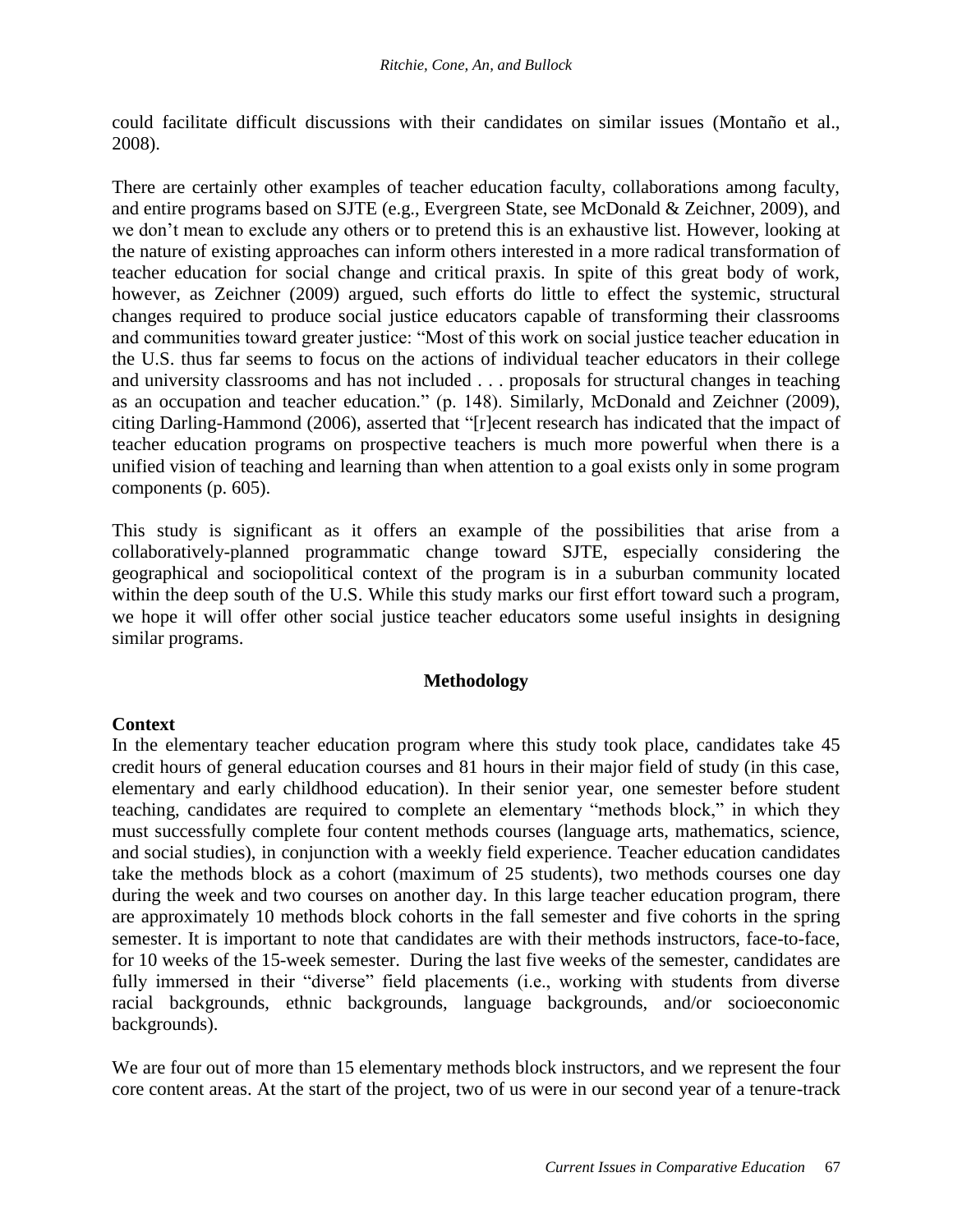could facilitate difficult discussions with their candidates on similar issues (Montaño et al., 2008).

There are certainly other examples of teacher education faculty, collaborations among faculty, and entire programs based on SJTE (e.g., Evergreen State, see McDonald & Zeichner, 2009), and we don't mean to exclude any others or to pretend this is an exhaustive list. However, looking at the nature of existing approaches can inform others interested in a more radical transformation of teacher education for social change and critical praxis. In spite of this great body of work, however, as Zeichner (2009) argued, such efforts do little to effect the systemic, structural changes required to produce social justice educators capable of transforming their classrooms and communities toward greater justice: "Most of this work on social justice teacher education in the U.S. thus far seems to focus on the actions of individual teacher educators in their college and university classrooms and has not included . . . proposals for structural changes in teaching as an occupation and teacher education." (p. 148). Similarly, McDonald and Zeichner (2009), citing Darling-Hammond (2006), asserted that "[r]ecent research has indicated that the impact of teacher education programs on prospective teachers is much more powerful when there is a unified vision of teaching and learning than when attention to a goal exists only in some program components (p. 605).

This study is significant as it offers an example of the possibilities that arise from a collaboratively-planned programmatic change toward SJTE, especially considering the geographical and sociopolitical context of the program is in a suburban community located within the deep south of the U.S. While this study marks our first effort toward such a program, we hope it will offer other social justice teacher educators some useful insights in designing similar programs.

## Methodology

### Context

In the elementary teacher education program where this study took place, candidates take 45 credit hours of general education courses and 81 hours in their major field of study (in this case, elementary and early childhood education). In their senior year, one semester before student teaching, candidates are required to complete an elementary "methods block," in which they must successfully complete four content methods courses (language arts, mathematics, science, and social studies), in conjunction with a weekly field experience. Teacher education candidates take the methods block as a cohort (maximum of 25 students), two methods courses one day during the week and two courses on another day. In this large teacher education program, there are approximately 10 methods block cohorts in the fall semester and five cohorts in the spring semester. It is important to note that candidates are with their methods instructors, face-to-face, for 10 weeks of the 15-week semester. During the last five weeks of the semester, candidates are fully immersed in their "diverse" field placements (i.e., working with students from diverse racial backgrounds, ethnic backgrounds, language backgrounds, and/or socioeconomic backgrounds).

We are four out of more than 15 elementary methods block instructors, and we represent the four core content areas. At the start of the project, two of us were in our second year of a tenure-track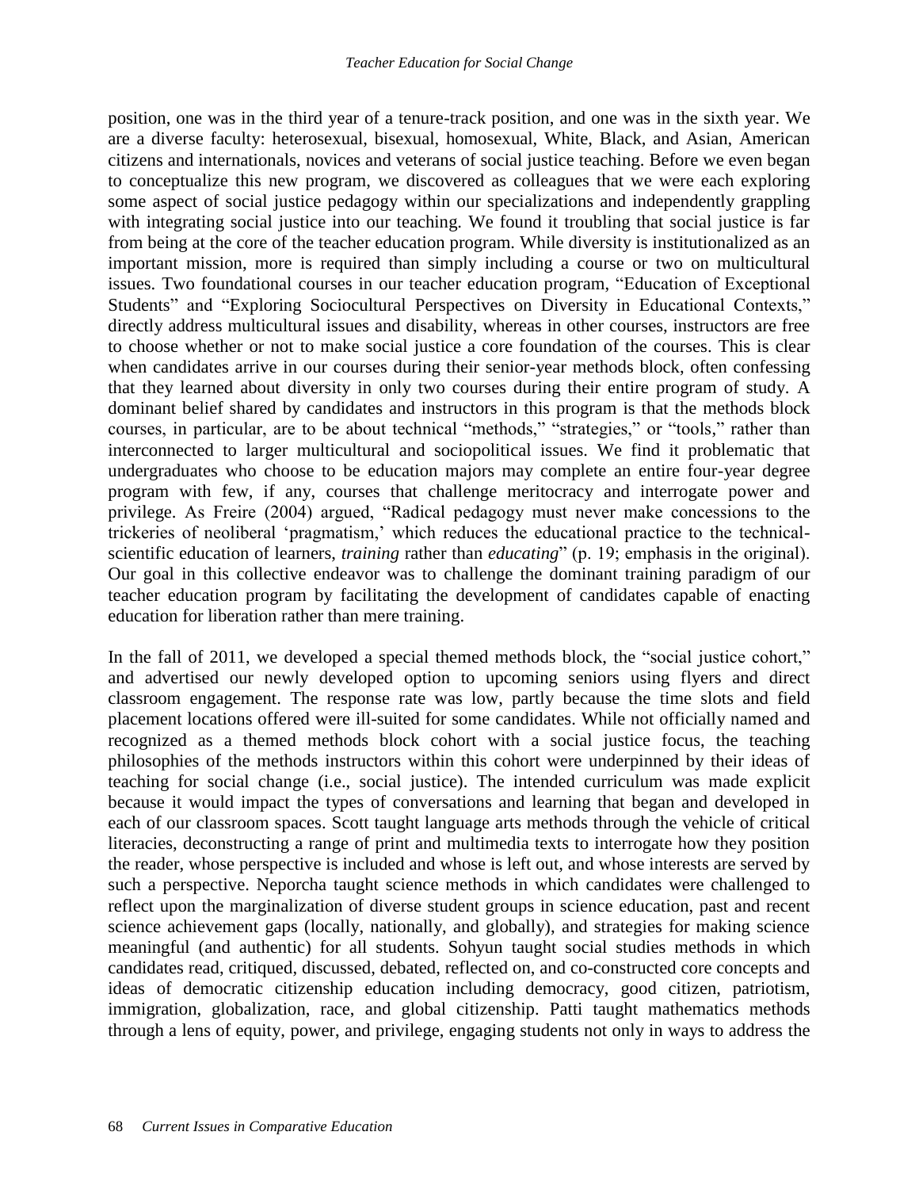position, one was in the third year of a tenure-track position, and one was in the sixth year. We are a diverse faculty: heterosexual, bisexual, homosexual, White, Black, and Asian, American citizens and internationals, novices and veterans of social justice teaching. Before we even began to conceptualize this new program, we discovered as colleagues that we were each exploring some aspect of social justice pedagogy within our specializations and independently grappling with integrating social justice into our teaching. We found it troubling that social justice is far from being at the core of the teacher education program. While diversity is institutionalized as an important mission, more is required than simply including a course or two on multicultural issues. Two foundational courses in our teacher education program, "Education of Exceptional Students" and "Exploring Sociocultural Perspectives on Diversity in Educational Contexts," directly address multicultural issues and disability, whereas in other courses, instructors are free to choose whether or not to make social justice a core foundation of the courses. This is clear when candidates arrive in our courses during their senior-year methods block, often confessing that they learned about diversity in only two courses during their entire program of study. A dominant belief shared by candidates and instructors in this program is that the methods block courses, in particular, are to be about technical "methods," "strategies," or "tools," rather than interconnected to larger multicultural and sociopolitical issues. We find it problematic that undergraduates who choose to be education majors may complete an entire four-year degree program with few, if any, courses that challenge meritocracy and interrogate power and privilege. As Freire (2004) argued, "Radical pedagogy must never make concessions to the trickeries of neoliberal 'pragmatism,' which reduces the educational practice to the technical-scientific education of learners, *training* rather than *educating*" (p. 19; emphasis in the original). Our goal in this collective endeavor was to challenge the dominant training paradigm of our teacher education program by facilitating the development of candidates capable of enacting education for liberation rather than mere training.

In the fall of 2011, we developed a special themed methods block, the "social justice cohort," and advertised our newly developed option to upcoming seniors using flyers and direct classroom engagement. The response rate was low, partly because the time slots and field placement locations offered were ill-suited for some candidates. While not officially named and recognized as a themed methods block cohort with a social justice focus, the teaching philosophies of the methods instructors within this cohort were underpinned by their ideas of teaching for social change (i.e., social justice). The intended curriculum was made explicit because it would impact the types of conversations and learning that began and developed in each of our classroom spaces. Scott taught language arts methods through the vehicle of critical literacies, deconstructing a range of print and multimedia texts to interrogate how they position the reader, whose perspective is included and whose is left out, and whose interests are served by such a perspective. Neporcha taught science methods in which candidates were challenged to reflect upon the marginalization of diverse student groups in science education, past and recent science achievement gaps (locally, nationally, and globally), and strategies for making science meaningful (and authentic) for all students. Sohyun taught social studies methods in which candidates read, critiqued, discussed, debated, reflected on, and co-constructed core concepts and ideas of democratic citizenship education including democracy, good citizen, patriotism, immigration, globalization, race, and global citizenship. Patti taught mathematics methods through a lens of equity, power, and privilege, engaging students not only in ways to address the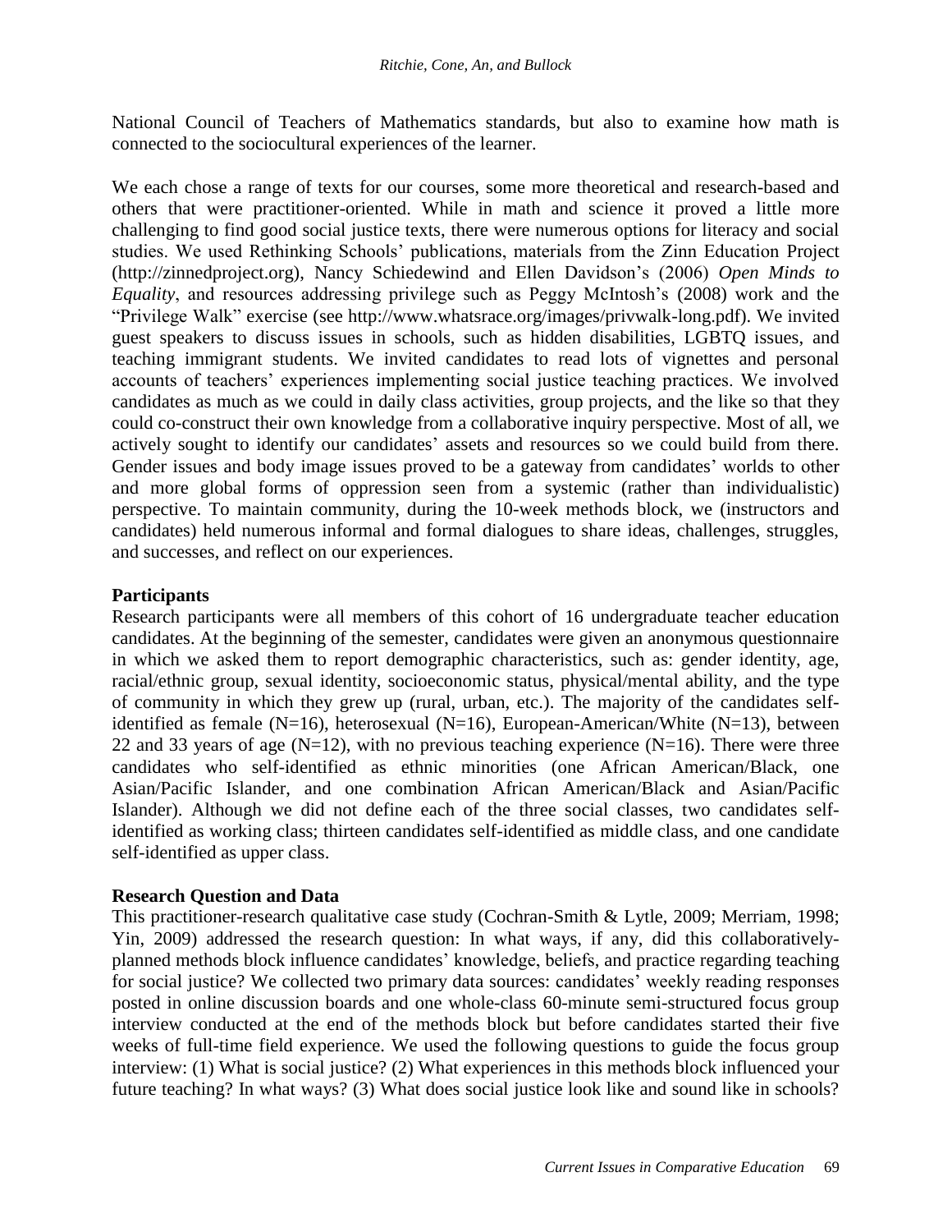National Council of Teachers of Mathematics standards, but also to examine how math is connected to the sociocultural experiences of the learner.

We each chose a range of texts for our courses, some more theoretical and research-based and others that were practitioner-oriented. While in math and science it proved a little more challenging to find good social justice texts, there were numerous options for literacy and social studies. We used Rethinking Schools' publications, materials from the Zinn Education Project (http://zinnedproject.org), Nancy Schiedewind and Ellen Davidson's (2006) *Open Minds to Equality*, and resources addressing privilege such as Peggy McIntosh's (2008) work and the "Privilege Walk" exercise (see http://www.whatsrace.org/images/privwalk-long.pdf). We invited guest speakers to discuss issues in schools, such as hidden disabilities, LGBTQ issues, and teaching immigrant students. We invited candidates to read lots of vignettes and personal accounts of teachers' experiences implementing social justice teaching practices. We involved candidates as much as we could in daily class activities, group projects, and the like so that they could co-construct their own knowledge from a collaborative inquiry perspective. Most of all, we actively sought to identify our candidates' assets and resources so we could build from there. Gender issues and body image issues proved to be a gateway from candidates' worlds to other and more global forms of oppression seen from a systemic (rather than individualistic) perspective. To maintain community, during the 10-week methods block, we (instructors and candidates) held numerous informal and formal dialogues to share ideas, challenges, struggles, and successes, and reflect on our experiences.

**Participants**

Research participants were all members of this cohort of 16 undergraduate teacher education candidates. At the beginning of the semester, candidates were given an anonymous questionnaire in which we asked them to report demographic characteristics, such as: gender identity, age, racial/ethnic group, sexual identity, socioeconomic status, physical/mental ability, and the type of community in which they grew up (rural, urban, etc.). The majority of the candidates self-identified as female (N=16), heterosexual (N=16), European-American/White (N=13), between 22 and 33 years of age (N=12), with no previous teaching experience (N=16). There were three candidates who self-identified as ethnic minorities (one African American/Black, one Asian/Pacific Islander, and one combination African American/Black and Asian/Pacific Islander). Although we did not define each of the three social classes, two candidates self-identified as working class; thirteen candidates self-identified as middle class, and one candidate self-identified as upper class.

**Research Question and Data**

This practitioner-research qualitative case study (Cochran-Smith & Lytle, 2009; Merriam, 1998; Yin, 2009) addressed the research question: In what ways, if any, did this collaboratively-planned methods block influence candidates' knowledge, beliefs, and practice regarding teaching for social justice? We collected two primary data sources: candidates' weekly reading responses posted in online discussion boards and one whole-class 60-minute semi-structured focus group interview conducted at the end of the methods block but before candidates started their five weeks of full-time field experience. We used the following questions to guide the focus group interview: (1) What is social justice? (2) What experiences in this methods block influenced your future teaching? In what ways? (3) What does social justice look like and sound like in schools?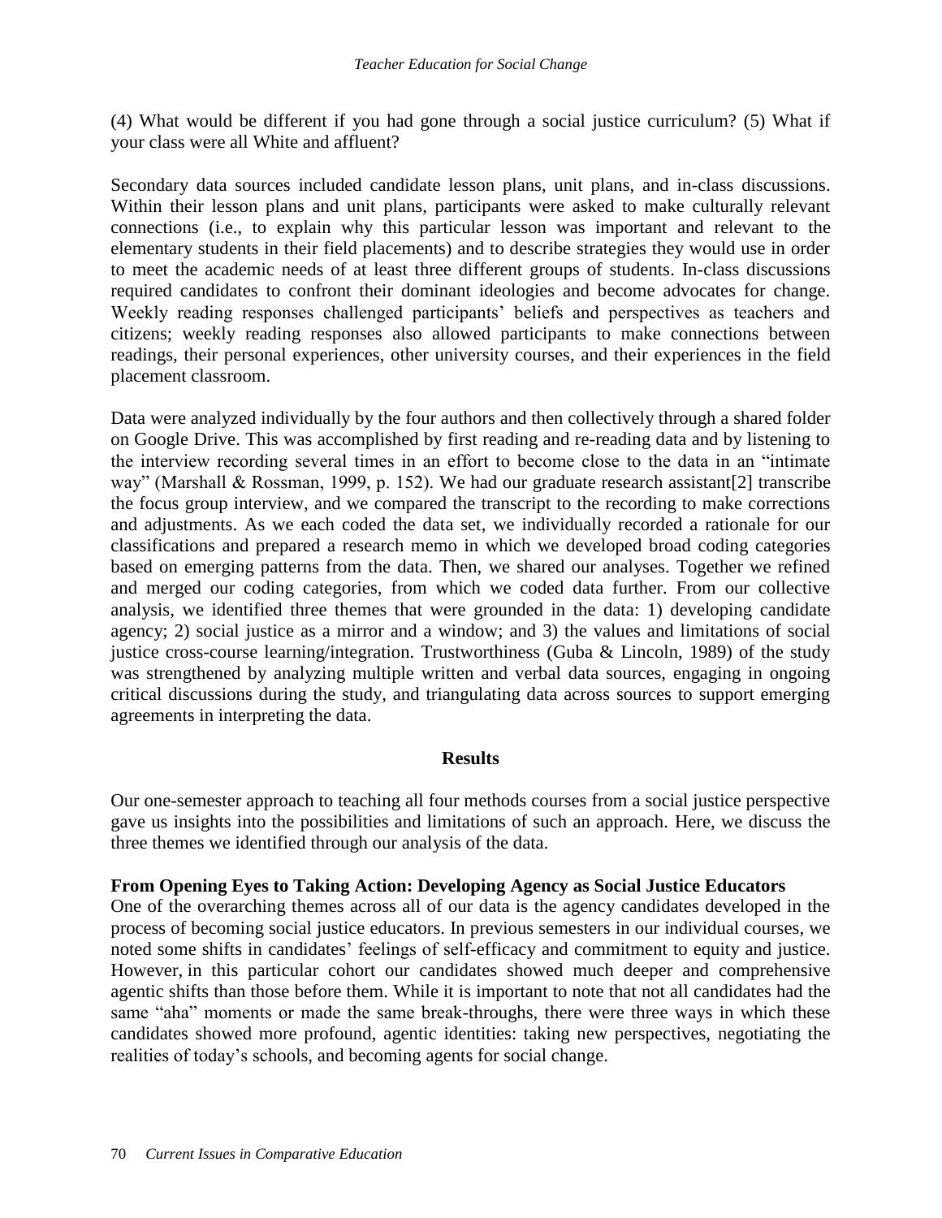(4) What would be different if you had gone through a social justice curriculum? (5) What if your class were all White and affluent?

Secondary data sources included candidate lesson plans, unit plans, and in-class discussions. Within their lesson plans and unit plans, participants were asked to make culturally relevant connections (i.e., to explain why this particular lesson was important and relevant to the elementary students in their field placements) and to describe strategies they would use in order to meet the academic needs of at least three different groups of students. In-class discussions required candidates to confront their dominant ideologies and become advocates for change. Weekly reading responses challenged participants' beliefs and perspectives as teachers and citizens; weekly reading responses also allowed participants to make connections between readings, their personal experiences, other university courses, and their experiences in the field placement classroom.

Data were analyzed individually by the four authors and then collectively through a shared folder on Google Drive. This was accomplished by first reading and re-reading data and by listening to the interview recording several times in an effort to become close to the data in an "intimate way" (Marshall & Rossman, 1999, p. 152). We had our graduate research assistant[2] transcribe the focus group interview, and we compared the transcript to the recording to make corrections and adjustments. As we each coded the data set, we individually recorded a rationale for our classifications and prepared a research memo in which we developed broad coding categories based on emerging patterns from the data. Then, we shared our analyses. Together we refined and merged our coding categories, from which we coded data further. From our collective analysis, we identified three themes that were grounded in the data: 1) developing candidate agency; 2) social justice as a mirror and a window; and 3) the values and limitations of social justice cross-course learning/integration. Trustworthiness (Guba & Lincoln, 1989) of the study was strengthened by analyzing multiple written and verbal data sources, engaging in ongoing critical discussions during the study, and triangulating data across sources to support emerging agreements in interpreting the data.

## Results

Our one-semester approach to teaching all four methods courses from a social justice perspective gave us insights into the possibilities and limitations of such an approach. Here, we discuss the three themes we identified through our analysis of the data.

### From Opening Eyes to Taking Action: Developing Agency as Social Justice Educators

One of the overarching themes across all of our data is the agency candidates developed in the process of becoming social justice educators. In previous semesters in our individual courses, we noted some shifts in candidates' feelings of self-efficacy and commitment to equity and justice. However, in this particular cohort our candidates showed much deeper and comprehensive agentic shifts than those before them. While it is important to note that not all candidates had the same "aha" moments or made the same break-throughs, there were three ways in which these candidates showed more profound, agentic identities: taking new perspectives, negotiating the realities of today's schools, and becoming agents for social change.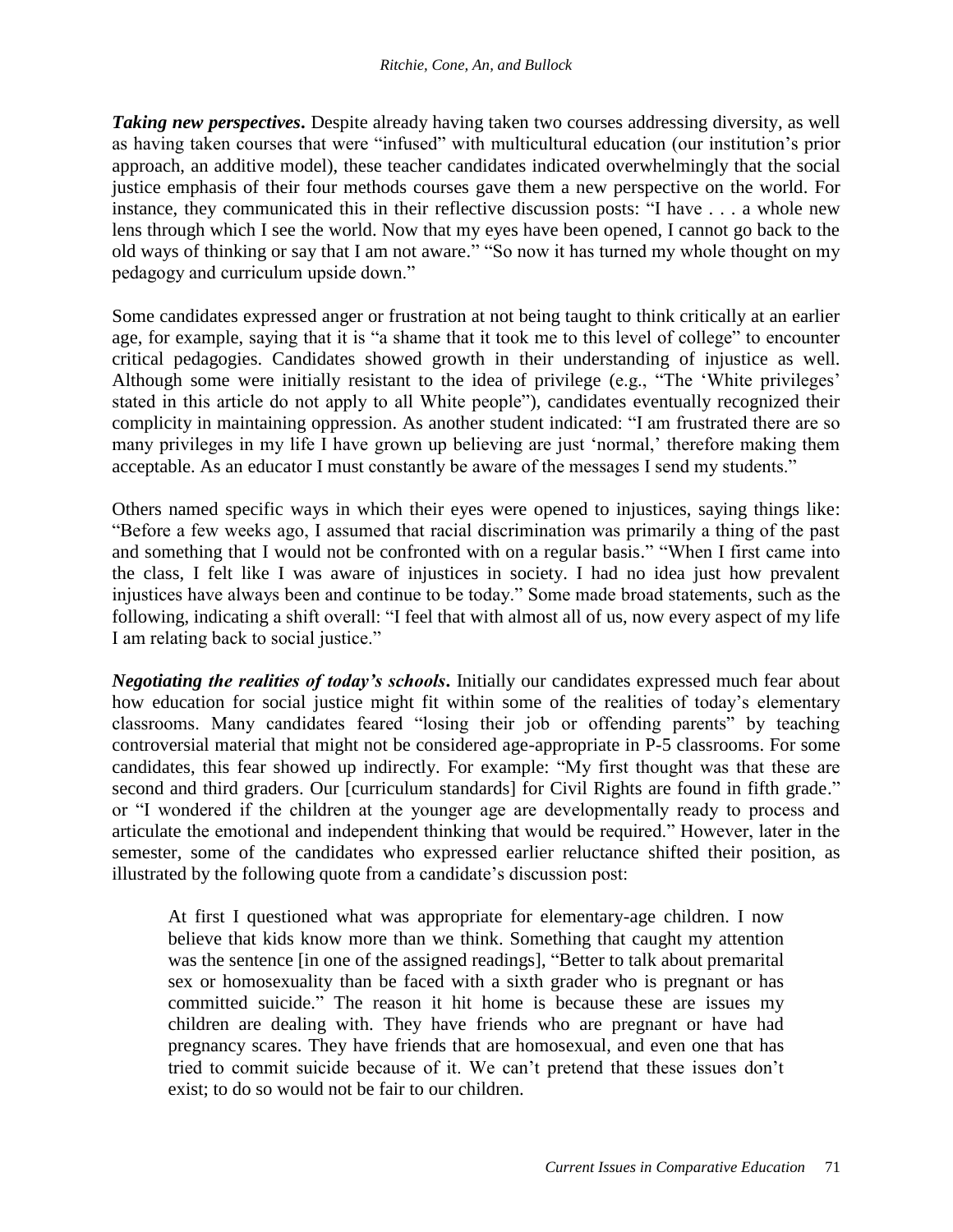***Taking new perspectives*****.** Despite already having taken two courses addressing diversity, as well as having taken courses that were "infused" with multicultural education (our institution's prior approach, an additive model), these teacher candidates indicated overwhelmingly that the social justice emphasis of their four methods courses gave them a new perspective on the world. For instance, they communicated this in their reflective discussion posts: "I have . . . a whole new lens through which I see the world. Now that my eyes have been opened, I cannot go back to the old ways of thinking or say that I am not aware." "So now it has turned my whole thought on my pedagogy and curriculum upside down."

Some candidates expressed anger or frustration at not being taught to think critically at an earlier age, for example, saying that it is "a shame that it took me to this level of college" to encounter critical pedagogies. Candidates showed growth in their understanding of injustice as well. Although some were initially resistant to the idea of privilege (e.g., "The 'White privileges' stated in this article do not apply to all White people"), candidates eventually recognized their complicity in maintaining oppression. As another student indicated: "I am frustrated there are so many privileges in my life I have grown up believing are just 'normal,' therefore making them acceptable. As an educator I must constantly be aware of the messages I send my students."

Others named specific ways in which their eyes were opened to injustices, saying things like: "Before a few weeks ago, I assumed that racial discrimination was primarily a thing of the past and something that I would not be confronted with on a regular basis." "When I first came into the class, I felt like I was aware of injustices in society. I had no idea just how prevalent injustices have always been and continue to be today." Some made broad statements, such as the following, indicating a shift overall: "I feel that with almost all of us, now every aspect of my life I am relating back to social justice."

***Negotiating the realities of today's schools*****.** Initially our candidates expressed much fear about how education for social justice might fit within some of the realities of today's elementary classrooms. Many candidates feared "losing their job or offending parents" by teaching controversial material that might not be considered age-appropriate in P-5 classrooms. For some candidates, this fear showed up indirectly. For example: "My first thought was that these are second and third graders. Our [curriculum standards] for Civil Rights are found in fifth grade." or "I wondered if the children at the younger age are developmentally ready to process and articulate the emotional and independent thinking that would be required." However, later in the semester, some of the candidates who expressed earlier reluctance shifted their position, as illustrated by the following quote from a candidate's discussion post:

> At first I questioned what was appropriate for elementary-age children. I now believe that kids know more than we think. Something that caught my attention was the sentence [in one of the assigned readings], "Better to talk about premarital sex or homosexuality than be faced with a sixth grader who is pregnant or has committed suicide." The reason it hit home is because these are issues my children are dealing with. They have friends who are pregnant or have had pregnancy scares. They have friends that are homosexual, and even one that has tried to commit suicide because of it. We can't pretend that these issues don't exist; to do so would not be fair to our children.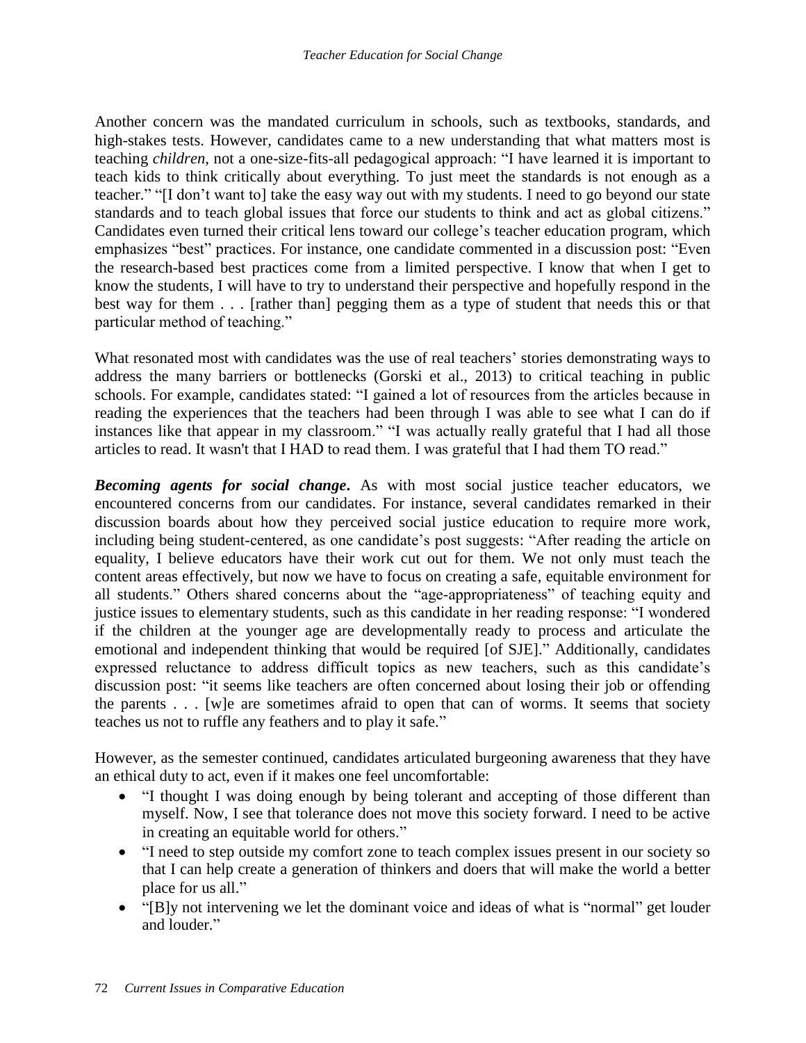Another concern was the mandated curriculum in schools, such as textbooks, standards, and high-stakes tests. However, candidates came to a new understanding that what matters most is teaching *children*, not a one-size-fits-all pedagogical approach: "I have learned it is important to teach kids to think critically about everything. To just meet the standards is not enough as a teacher." "[I don't want to] take the easy way out with my students. I need to go beyond our state standards and to teach global issues that force our students to think and act as global citizens." Candidates even turned their critical lens toward our college's teacher education program, which emphasizes "best" practices. For instance, one candidate commented in a discussion post: "Even the research-based best practices come from a limited perspective. I know that when I get to know the students, I will have to try to understand their perspective and hopefully respond in the best way for them . . . [rather than] pegging them as a type of student that needs this or that particular method of teaching."

What resonated most with candidates was the use of real teachers' stories demonstrating ways to address the many barriers or bottlenecks (Gorski et al., 2013) to critical teaching in public schools. For example, candidates stated: "I gained a lot of resources from the articles because in reading the experiences that the teachers had been through I was able to see what I can do if instances like that appear in my classroom." "I was actually really grateful that I had all those articles to read. It wasn't that I HAD to read them. I was grateful that I had them TO read."

***Becoming agents for social change*.** As with most social justice teacher educators, we encountered concerns from our candidates. For instance, several candidates remarked in their discussion boards about how they perceived social justice education to require more work, including being student-centered, as one candidate's post suggests: "After reading the article on equality, I believe educators have their work cut out for them. We not only must teach the content areas effectively, but now we have to focus on creating a safe, equitable environment for all students." Others shared concerns about the "age-appropriateness" of teaching equity and justice issues to elementary students, such as this candidate in her reading response: "I wondered if the children at the younger age are developmentally ready to process and articulate the emotional and independent thinking that would be required [of SJE]." Additionally, candidates expressed reluctance to address difficult topics as new teachers, such as this candidate's discussion post: "it seems like teachers are often concerned about losing their job or offending the parents . . . [w]e are sometimes afraid to open that can of worms. It seems that society teaches us not to ruffle any feathers and to play it safe."

However, as the semester continued, candidates articulated burgeoning awareness that they have an ethical duty to act, even if it makes one feel uncomfortable:

- "I thought I was doing enough by being tolerant and accepting of those different than myself. Now, I see that tolerance does not move this society forward. I need to be active in creating an equitable world for others."
- "I need to step outside my comfort zone to teach complex issues present in our society so that I can help create a generation of thinkers and doers that will make the world a better place for us all."
- "[B]y not intervening we let the dominant voice and ideas of what is "normal" get louder and louder."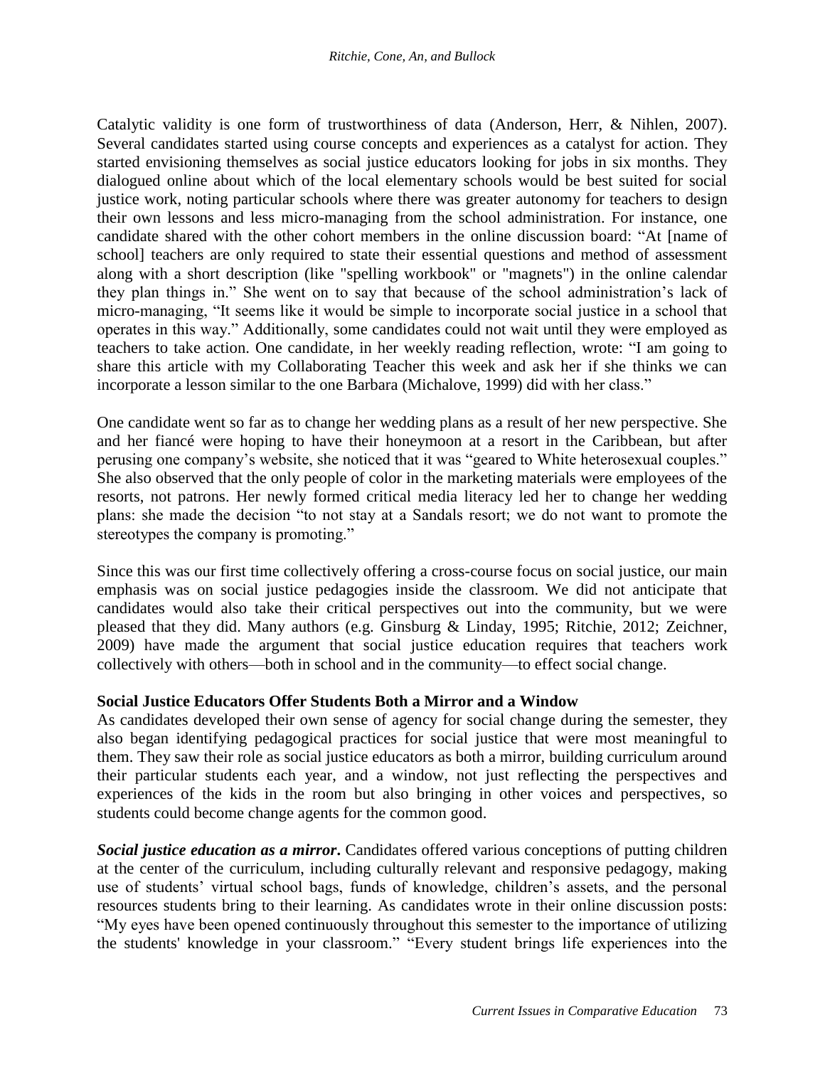Catalytic validity is one form of trustworthiness of data (Anderson, Herr, & Nihlen, 2007). Several candidates started using course concepts and experiences as a catalyst for action. They started envisioning themselves as social justice educators looking for jobs in six months. They dialogued online about which of the local elementary schools would be best suited for social justice work, noting particular schools where there was greater autonomy for teachers to design their own lessons and less micro-managing from the school administration. For instance, one candidate shared with the other cohort members in the online discussion board: "At [name of school] teachers are only required to state their essential questions and method of assessment along with a short description (like "spelling workbook" or "magnets") in the online calendar they plan things in." She went on to say that because of the school administration's lack of micro-managing, "It seems like it would be simple to incorporate social justice in a school that operates in this way." Additionally, some candidates could not wait until they were employed as teachers to take action. One candidate, in her weekly reading reflection, wrote: "I am going to share this article with my Collaborating Teacher this week and ask her if she thinks we can incorporate a lesson similar to the one Barbara (Michalove, 1999) did with her class."

One candidate went so far as to change her wedding plans as a result of her new perspective. She and her fiancé were hoping to have their honeymoon at a resort in the Caribbean, but after perusing one company's website, she noticed that it was "geared to White heterosexual couples." She also observed that the only people of color in the marketing materials were employees of the resorts, not patrons. Her newly formed critical media literacy led her to change her wedding plans: she made the decision "to not stay at a Sandals resort; we do not want to promote the stereotypes the company is promoting."

Since this was our first time collectively offering a cross-course focus on social justice, our main emphasis was on social justice pedagogies inside the classroom. We did not anticipate that candidates would also take their critical perspectives out into the community, but we were pleased that they did. Many authors (e.g. Ginsburg & Linday, 1995; Ritchie, 2012; Zeichner, 2009) have made the argument that social justice education requires that teachers work collectively with others—both in school and in the community—to effect social change.

**Social Justice Educators Offer Students Both a Mirror and a Window**

As candidates developed their own sense of agency for social change during the semester, they also began identifying pedagogical practices for social justice that were most meaningful to them. They saw their role as social justice educators as both a mirror, building curriculum around their particular students each year, and a window, not just reflecting the perspectives and experiences of the kids in the room but also bringing in other voices and perspectives, so students could become change agents for the common good.

***Social justice education as a mirror*.** Candidates offered various conceptions of putting children at the center of the curriculum, including culturally relevant and responsive pedagogy, making use of students' virtual school bags, funds of knowledge, children's assets, and the personal resources students bring to their learning. As candidates wrote in their online discussion posts: "My eyes have been opened continuously throughout this semester to the importance of utilizing the students' knowledge in your classroom." "Every student brings life experiences into the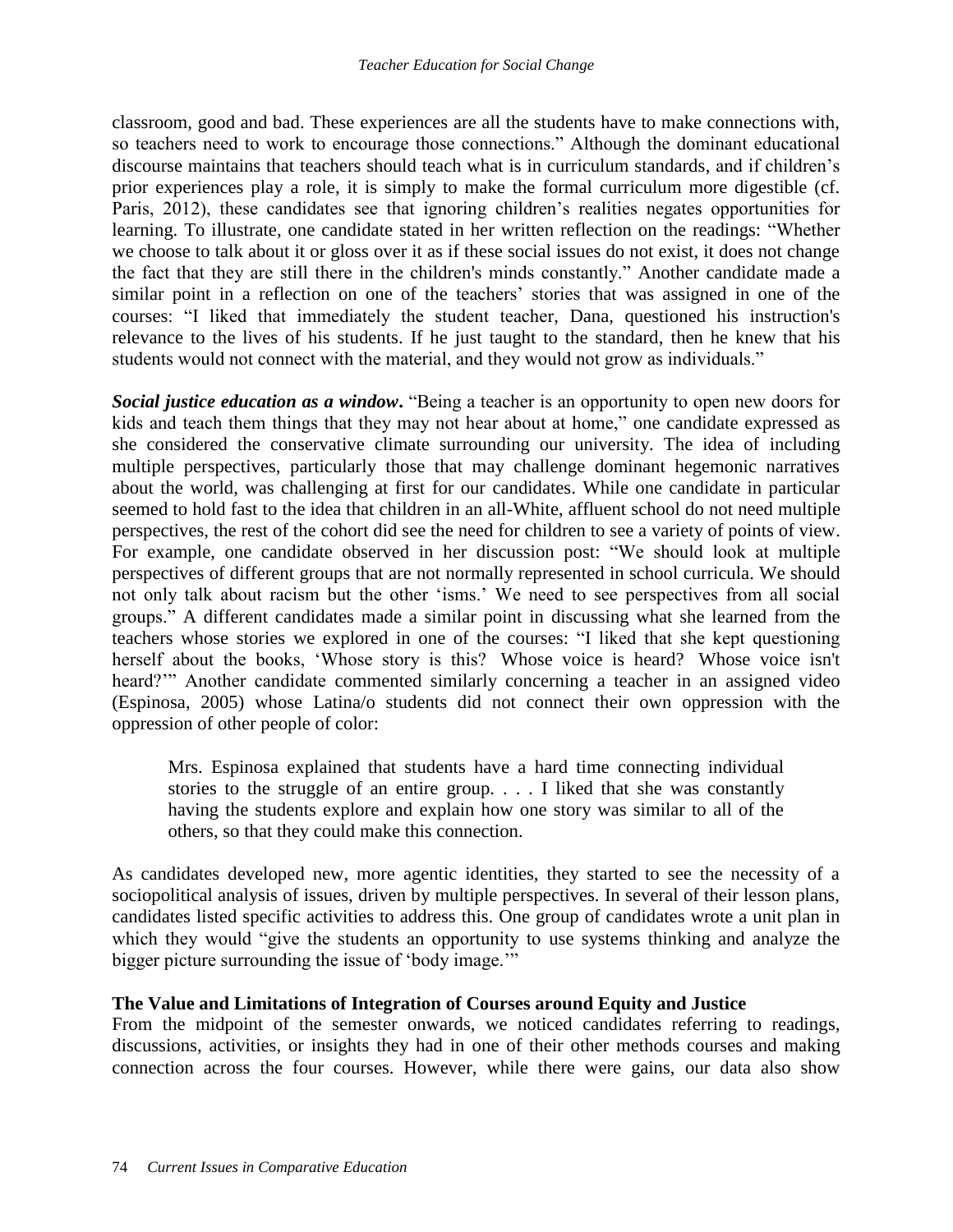classroom, good and bad. These experiences are all the students have to make connections with, so teachers need to work to encourage those connections." Although the dominant educational discourse maintains that teachers should teach what is in curriculum standards, and if children's prior experiences play a role, it is simply to make the formal curriculum more digestible (cf. Paris, 2012), these candidates see that ignoring children's realities negates opportunities for learning. To illustrate, one candidate stated in her written reflection on the readings: "Whether we choose to talk about it or gloss over it as if these social issues do not exist, it does not change the fact that they are still there in the children's minds constantly." Another candidate made a similar point in a reflection on one of the teachers' stories that was assigned in one of the courses: "I liked that immediately the student teacher, Dana, questioned his instruction's relevance to the lives of his students. If he just taught to the standard, then he knew that his students would not connect with the material, and they would not grow as individuals."

***Social justice education as a window***. "Being a teacher is an opportunity to open new doors for kids and teach them things that they may not hear about at home," one candidate expressed as she considered the conservative climate surrounding our university. The idea of including multiple perspectives, particularly those that may challenge dominant hegemonic narratives about the world, was challenging at first for our candidates. While one candidate in particular seemed to hold fast to the idea that children in an all-White, affluent school do not need multiple perspectives, the rest of the cohort did see the need for children to see a variety of points of view. For example, one candidate observed in her discussion post: "We should look at multiple perspectives of different groups that are not normally represented in school curricula. We should not only talk about racism but the other 'isms.' We need to see perspectives from all social groups." A different candidates made a similar point in discussing what she learned from the teachers whose stories we explored in one of the courses: "I liked that she kept questioning herself about the books, 'Whose story is this? Whose voice is heard? Whose voice isn't heard?'" Another candidate commented similarly concerning a teacher in an assigned video (Espinosa, 2005) whose Latina/o students did not connect their own oppression with the oppression of other people of color:

> Mrs. Espinosa explained that students have a hard time connecting individual stories to the struggle of an entire group. . . . I liked that she was constantly having the students explore and explain how one story was similar to all of the others, so that they could make this connection.

As candidates developed new, more agentic identities, they started to see the necessity of a sociopolitical analysis of issues, driven by multiple perspectives. In several of their lesson plans, candidates listed specific activities to address this. One group of candidates wrote a unit plan in which they would "give the students an opportunity to use systems thinking and analyze the bigger picture surrounding the issue of 'body image.'"

### The Value and Limitations of Integration of Courses around Equity and Justice

From the midpoint of the semester onwards, we noticed candidates referring to readings, discussions, activities, or insights they had in one of their other methods courses and making connection across the four courses. However, while there were gains, our data also show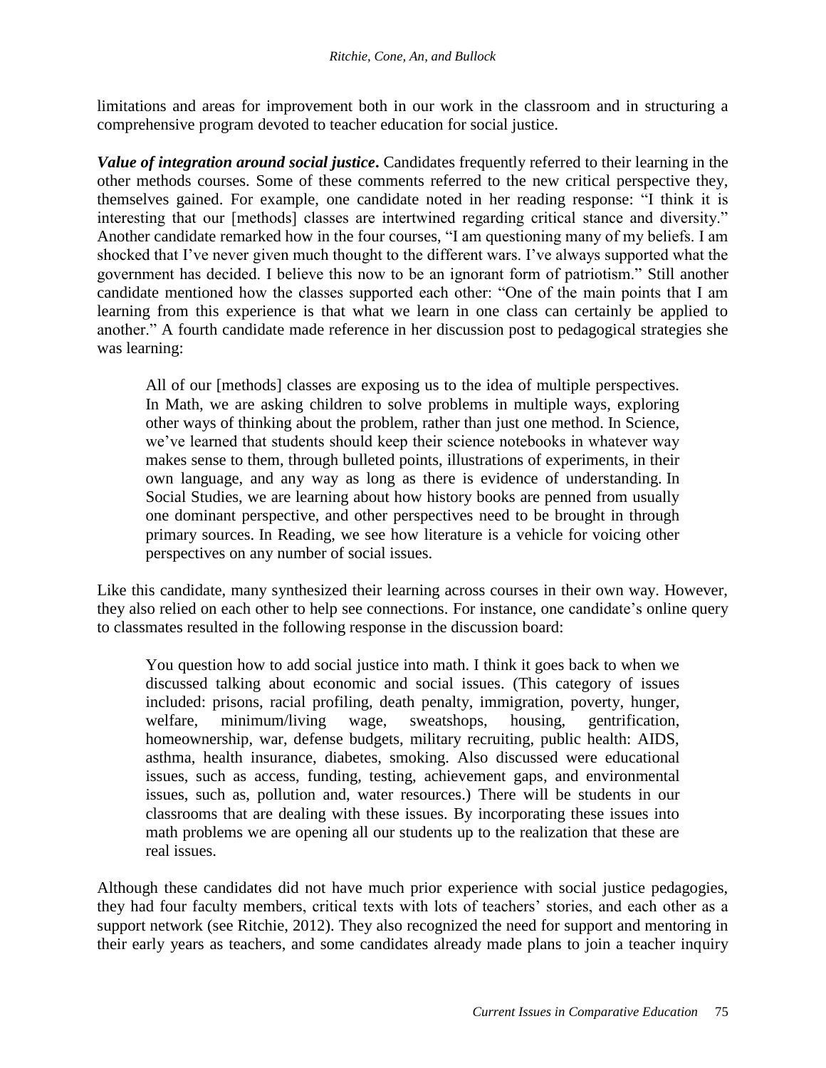limitations and areas for improvement both in our work in the classroom and in structuring a comprehensive program devoted to teacher education for social justice.

***Value of integration around social justice*.** Candidates frequently referred to their learning in the other methods courses. Some of these comments referred to the new critical perspective they, themselves gained. For example, one candidate noted in her reading response: "I think it is interesting that our [methods] classes are intertwined regarding critical stance and diversity." Another candidate remarked how in the four courses, "I am questioning many of my beliefs. I am shocked that I've never given much thought to the different wars. I've always supported what the government has decided. I believe this now to be an ignorant form of patriotism." Still another candidate mentioned how the classes supported each other: "One of the main points that I am learning from this experience is that what we learn in one class can certainly be applied to another." A fourth candidate made reference in her discussion post to pedagogical strategies she was learning:

> All of our [methods] classes are exposing us to the idea of multiple perspectives. In Math, we are asking children to solve problems in multiple ways, exploring other ways of thinking about the problem, rather than just one method. In Science, we've learned that students should keep their science notebooks in whatever way makes sense to them, through bulleted points, illustrations of experiments, in their own language, and any way as long as there is evidence of understanding. In Social Studies, we are learning about how history books are penned from usually one dominant perspective, and other perspectives need to be brought in through primary sources. In Reading, we see how literature is a vehicle for voicing other perspectives on any number of social issues.

Like this candidate, many synthesized their learning across courses in their own way. However, they also relied on each other to help see connections. For instance, one candidate's online query to classmates resulted in the following response in the discussion board:

> You question how to add social justice into math. I think it goes back to when we discussed talking about economic and social issues. (This category of issues included: prisons, racial profiling, death penalty, immigration, poverty, hunger, welfare, minimum/living wage, sweatshops, housing, gentrification, homeownership, war, defense budgets, military recruiting, public health: AIDS, asthma, health insurance, diabetes, smoking. Also discussed were educational issues, such as access, funding, testing, achievement gaps, and environmental issues, such as, pollution and, water resources.) There will be students in our classrooms that are dealing with these issues. By incorporating these issues into math problems we are opening all our students up to the realization that these are real issues.

Although these candidates did not have much prior experience with social justice pedagogies, they had four faculty members, critical texts with lots of teachers' stories, and each other as a support network (see Ritchie, 2012). They also recognized the need for support and mentoring in their early years as teachers, and some candidates already made plans to join a teacher inquiry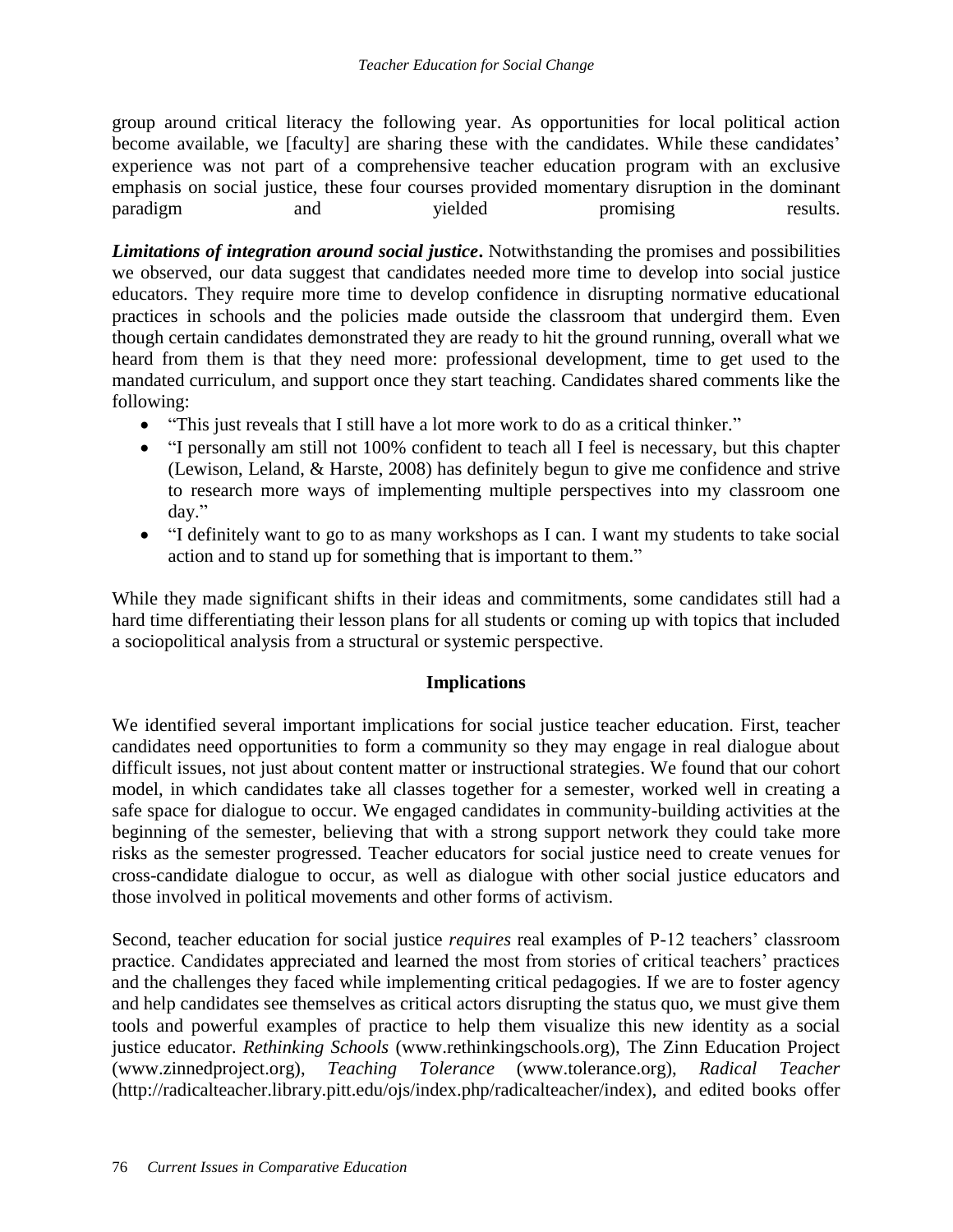group around critical literacy the following year. As opportunities for local political action become available, we [faculty] are sharing these with the candidates. While these candidates' experience was not part of a comprehensive teacher education program with an exclusive emphasis on social justice, these four courses provided momentary disruption in the dominant paradigm and yielded promising results.

***Limitations of integration around social justice*.** Notwithstanding the promises and possibilities we observed, our data suggest that candidates needed more time to develop into social justice educators. They require more time to develop confidence in disrupting normative educational practices in schools and the policies made outside the classroom that undergird them. Even though certain candidates demonstrated they are ready to hit the ground running, overall what we heard from them is that they need more: professional development, time to get used to the mandated curriculum, and support once they start teaching. Candidates shared comments like the following:

- "This just reveals that I still have a lot more work to do as a critical thinker."
- "I personally am still not 100% confident to teach all I feel is necessary, but this chapter (Lewison, Leland, & Harste, 2008) has definitely begun to give me confidence and strive to research more ways of implementing multiple perspectives into my classroom one day."
- "I definitely want to go to as many workshops as I can. I want my students to take social action and to stand up for something that is important to them."

While they made significant shifts in their ideas and commitments, some candidates still had a hard time differentiating their lesson plans for all students or coming up with topics that included a sociopolitical analysis from a structural or systemic perspective.

## Implications

We identified several important implications for social justice teacher education. First, teacher candidates need opportunities to form a community so they may engage in real dialogue about difficult issues, not just about content matter or instructional strategies. We found that our cohort model, in which candidates take all classes together for a semester, worked well in creating a safe space for dialogue to occur. We engaged candidates in community-building activities at the beginning of the semester, believing that with a strong support network they could take more risks as the semester progressed. Teacher educators for social justice need to create venues for cross-candidate dialogue to occur, as well as dialogue with other social justice educators and those involved in political movements and other forms of activism.

Second, teacher education for social justice *requires* real examples of P-12 teachers' classroom practice. Candidates appreciated and learned the most from stories of critical teachers' practices and the challenges they faced while implementing critical pedagogies. If we are to foster agency and help candidates see themselves as critical actors disrupting the status quo, we must give them tools and powerful examples of practice to help them visualize this new identity as a social justice educator. *Rethinking Schools* (www.rethinkingschools.org), The Zinn Education Project (www.zinnedproject.org), *Teaching Tolerance* (www.tolerance.org), *Radical Teacher* (http://radicalteacher.library.pitt.edu/ojs/index.php/radicalteacher/index), and edited books offer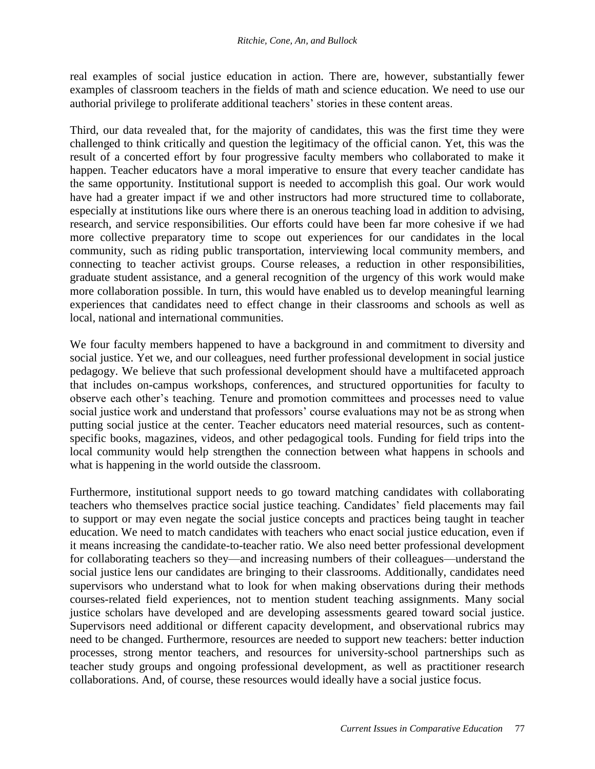real examples of social justice education in action. There are, however, substantially fewer examples of classroom teachers in the fields of math and science education. We need to use our authorial privilege to proliferate additional teachers' stories in these content areas.

Third, our data revealed that, for the majority of candidates, this was the first time they were challenged to think critically and question the legitimacy of the official canon. Yet, this was the result of a concerted effort by four progressive faculty members who collaborated to make it happen. Teacher educators have a moral imperative to ensure that every teacher candidate has the same opportunity. Institutional support is needed to accomplish this goal. Our work would have had a greater impact if we and other instructors had more structured time to collaborate, especially at institutions like ours where there is an onerous teaching load in addition to advising, research, and service responsibilities. Our efforts could have been far more cohesive if we had more collective preparatory time to scope out experiences for our candidates in the local community, such as riding public transportation, interviewing local community members, and connecting to teacher activist groups. Course releases, a reduction in other responsibilities, graduate student assistance, and a general recognition of the urgency of this work would make more collaboration possible. In turn, this would have enabled us to develop meaningful learning experiences that candidates need to effect change in their classrooms and schools as well as local, national and international communities.

We four faculty members happened to have a background in and commitment to diversity and social justice. Yet we, and our colleagues, need further professional development in social justice pedagogy. We believe that such professional development should have a multifaceted approach that includes on-campus workshops, conferences, and structured opportunities for faculty to observe each other's teaching. Tenure and promotion committees and processes need to value social justice work and understand that professors' course evaluations may not be as strong when putting social justice at the center. Teacher educators need material resources, such as content-specific books, magazines, videos, and other pedagogical tools. Funding for field trips into the local community would help strengthen the connection between what happens in schools and what is happening in the world outside the classroom.

Furthermore, institutional support needs to go toward matching candidates with collaborating teachers who themselves practice social justice teaching. Candidates' field placements may fail to support or may even negate the social justice concepts and practices being taught in teacher education. We need to match candidates with teachers who enact social justice education, even if it means increasing the candidate-to-teacher ratio. We also need better professional development for collaborating teachers so they—and increasing numbers of their colleagues—understand the social justice lens our candidates are bringing to their classrooms. Additionally, candidates need supervisors who understand what to look for when making observations during their methods courses-related field experiences, not to mention student teaching assignments. Many social justice scholars have developed and are developing assessments geared toward social justice. Supervisors need additional or different capacity development, and observational rubrics may need to be changed. Furthermore, resources are needed to support new teachers: better induction processes, strong mentor teachers, and resources for university-school partnerships such as teacher study groups and ongoing professional development, as well as practitioner research collaborations. And, of course, these resources would ideally have a social justice focus.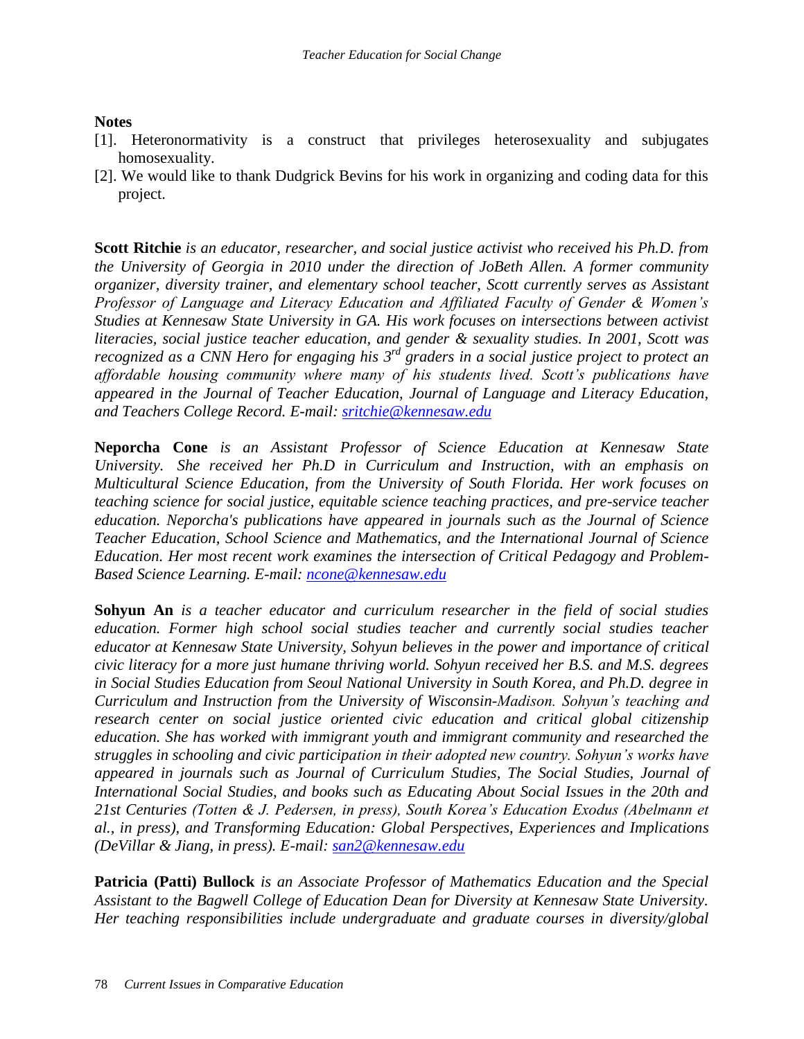## Notes

[1]. Heteronormativity is a construct that privileges heterosexuality and subjugates homosexuality.

[2]. We would like to thank Dudgrick Bevins for his work in organizing and coding data for this project.

**Scott Ritchie** *is an educator, researcher, and social justice activist who received his Ph.D. from the University of Georgia in 2010 under the direction of JoBeth Allen. A former community organizer, diversity trainer, and elementary school teacher, Scott currently serves as Assistant Professor of Language and Literacy Education and Affiliated Faculty of Gender & Women's Studies at Kennesaw State University in GA. His work focuses on intersections between activist literacies, social justice teacher education, and gender & sexuality studies. In 2001, Scott was recognized as a CNN Hero for engaging his 3rd graders in a social justice project to protect an affordable housing community where many of his students lived. Scott's publications have appeared in the Journal of Teacher Education, Journal of Language and Literacy Education, and Teachers College Record. E-mail:* sritchie@kennesaw.edu

**Neporcha Cone** *is an Assistant Professor of Science Education at Kennesaw State University. She received her Ph.D in Curriculum and Instruction, with an emphasis on Multicultural Science Education, from the University of South Florida. Her work focuses on teaching science for social justice, equitable science teaching practices, and pre-service teacher education. Neporcha's publications have appeared in journals such as the Journal of Science Teacher Education, School Science and Mathematics, and the International Journal of Science Education. Her most recent work examines the intersection of Critical Pedagogy and Problem-Based Science Learning. E-mail:* ncone@kennesaw.edu

**Sohyun An** *is a teacher educator and curriculum researcher in the field of social studies education. Former high school social studies teacher and currently social studies teacher educator at Kennesaw State University, Sohyun believes in the power and importance of critical civic literacy for a more just humane thriving world. Sohyun received her B.S. and M.S. degrees in Social Studies Education from Seoul National University in South Korea, and Ph.D. degree in Curriculum and Instruction from the University of Wisconsin-Madison. Sohyun's teaching and research center on social justice oriented civic education and critical global citizenship education. She has worked with immigrant youth and immigrant community and researched the struggles in schooling and civic participation in their adopted new country. Sohyun's works have appeared in journals such as Journal of Curriculum Studies, The Social Studies, Journal of International Social Studies, and books such as Educating About Social Issues in the 20th and 21st Centuries (Totten & J. Pedersen, in press), South Korea's Education Exodus (Abelmann et al., in press), and Transforming Education: Global Perspectives, Experiences and Implications (DeVillar & Jiang, in press). E-mail:* san2@kennesaw.edu

**Patricia (Patti) Bullock** *is an Associate Professor of Mathematics Education and the Special Assistant to the Bagwell College of Education Dean for Diversity at Kennesaw State University. Her teaching responsibilities include undergraduate and graduate courses in diversity/global*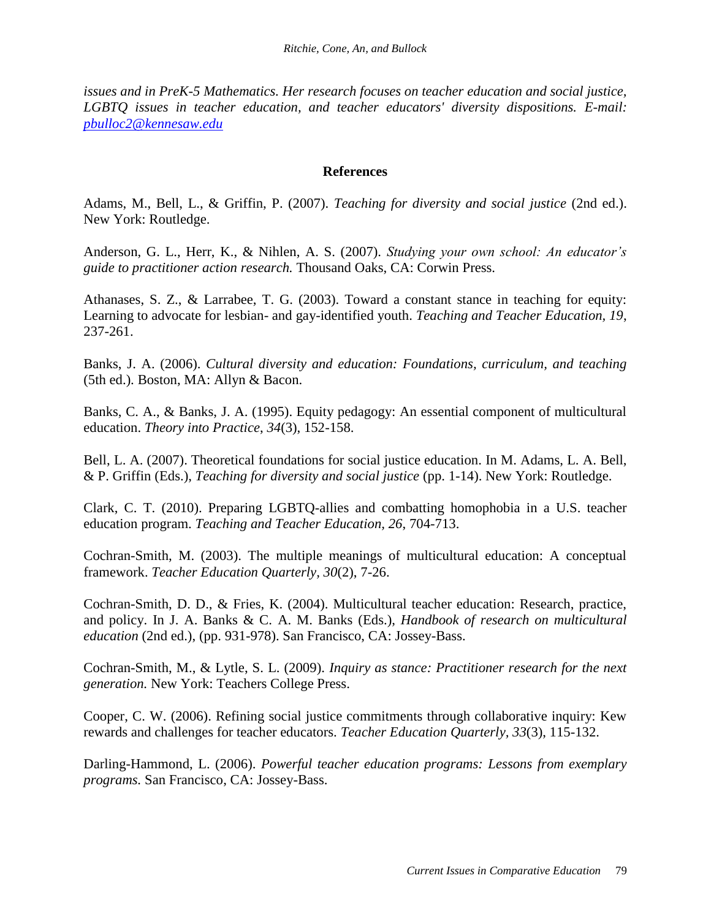*issues and in PreK-5 Mathematics. Her research focuses on teacher education and social justice, LGBTQ issues in teacher education, and teacher educators' diversity dispositions. E-mail: pbulloc2@kennesaw.edu*

**References**

Adams, M., Bell, L., & Griffin, P. (2007). *Teaching for diversity and social justice* (2nd ed.). New York: Routledge.

Anderson, G. L., Herr, K., & Nihlen, A. S. (2007). *Studying your own school: An educator's guide to practitioner action research.* Thousand Oaks, CA: Corwin Press.

Athanases, S. Z., & Larrabee, T. G. (2003). Toward a constant stance in teaching for equity: Learning to advocate for lesbian- and gay-identified youth. *Teaching and Teacher Education, 19*, 237-261.

Banks, J. A. (2006). *Cultural diversity and education: Foundations, curriculum, and teaching* (5th ed.). Boston, MA: Allyn & Bacon.

Banks, C. A., & Banks, J. A. (1995). Equity pedagogy: An essential component of multicultural education. *Theory into Practice, 34*(3), 152-158.

Bell, L. A. (2007). Theoretical foundations for social justice education. In M. Adams, L. A. Bell, & P. Griffin (Eds.), *Teaching for diversity and social justice* (pp. 1-14). New York: Routledge.

Clark, C. T. (2010). Preparing LGBTQ-allies and combatting homophobia in a U.S. teacher education program. *Teaching and Teacher Education, 26*, 704-713.

Cochran-Smith, M. (2003). The multiple meanings of multicultural education: A conceptual framework. *Teacher Education Quarterly, 30*(2), 7-26.

Cochran-Smith, D. D., & Fries, K. (2004). Multicultural teacher education: Research, practice, and policy. In J. A. Banks & C. A. M. Banks (Eds.), *Handbook of research on multicultural education* (2nd ed.), (pp. 931-978). San Francisco, CA: Jossey-Bass.

Cochran-Smith, M., & Lytle, S. L. (2009). *Inquiry as stance: Practitioner research for the next generation.* New York: Teachers College Press.

Cooper, C. W. (2006). Refining social justice commitments through collaborative inquiry: Kew rewards and challenges for teacher educators. *Teacher Education Quarterly, 33*(3), 115-132.

Darling-Hammond, L. (2006). *Powerful teacher education programs: Lessons from exemplary programs.* San Francisco, CA: Jossey-Bass.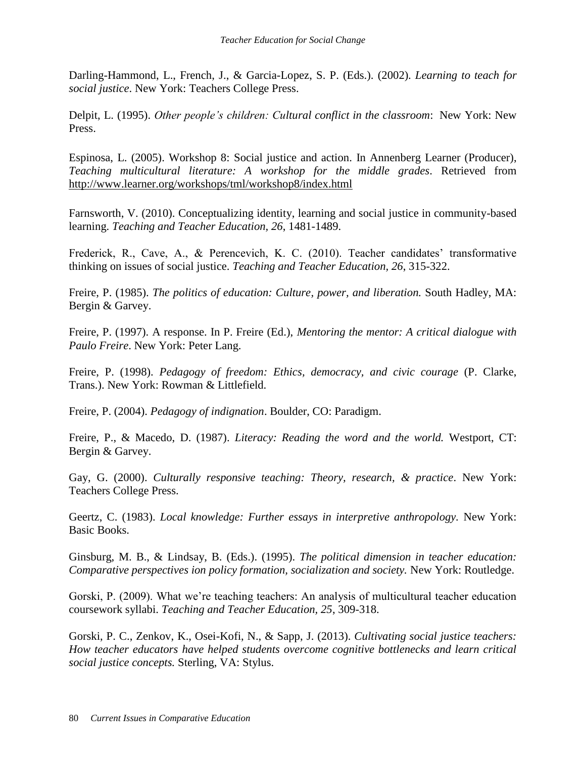Darling-Hammond, L., French, J., & Garcia-Lopez, S. P. (Eds.). (2002). *Learning to teach for social justice*. New York: Teachers College Press.

Delpit, L. (1995). *Other people's children: Cultural conflict in the classroom*: New York: New Press.

Espinosa, L. (2005). Workshop 8: Social justice and action. In Annenberg Learner (Producer), *Teaching multicultural literature: A workshop for the middle grades*. Retrieved from http://www.learner.org/workshops/tml/workshop8/index.html

Farnsworth, V. (2010). Conceptualizing identity, learning and social justice in community-based learning. *Teaching and Teacher Education, 26*, 1481-1489.

Frederick, R., Cave, A., & Perencevich, K. C. (2010). Teacher candidates' transformative thinking on issues of social justice. *Teaching and Teacher Education, 26*, 315-322.

Freire, P. (1985). *The politics of education: Culture, power, and liberation.* South Hadley, MA: Bergin & Garvey.

Freire, P. (1997). A response. In P. Freire (Ed.), *Mentoring the mentor: A critical dialogue with Paulo Freire*. New York: Peter Lang.

Freire, P. (1998). *Pedagogy of freedom: Ethics, democracy, and civic courage* (P. Clarke, Trans.). New York: Rowman & Littlefield.

Freire, P. (2004). *Pedagogy of indignation*. Boulder, CO: Paradigm.

Freire, P., & Macedo, D. (1987). *Literacy: Reading the word and the world.* Westport, CT: Bergin & Garvey.

Gay, G. (2000). *Culturally responsive teaching: Theory, research, & practice*. New York: Teachers College Press.

Geertz, C. (1983). *Local knowledge: Further essays in interpretive anthropology.* New York: Basic Books.

Ginsburg, M. B., & Lindsay, B. (Eds.). (1995). *The political dimension in teacher education: Comparative perspectives ion policy formation, socialization and society.* New York: Routledge.

Gorski, P. (2009). What we're teaching teachers: An analysis of multicultural teacher education coursework syllabi. *Teaching and Teacher Education, 25*, 309-318.

Gorski, P. C., Zenkov, K., Osei-Kofi, N., & Sapp, J. (2013). *Cultivating social justice teachers: How teacher educators have helped students overcome cognitive bottlenecks and learn critical social justice concepts.* Sterling, VA: Stylus.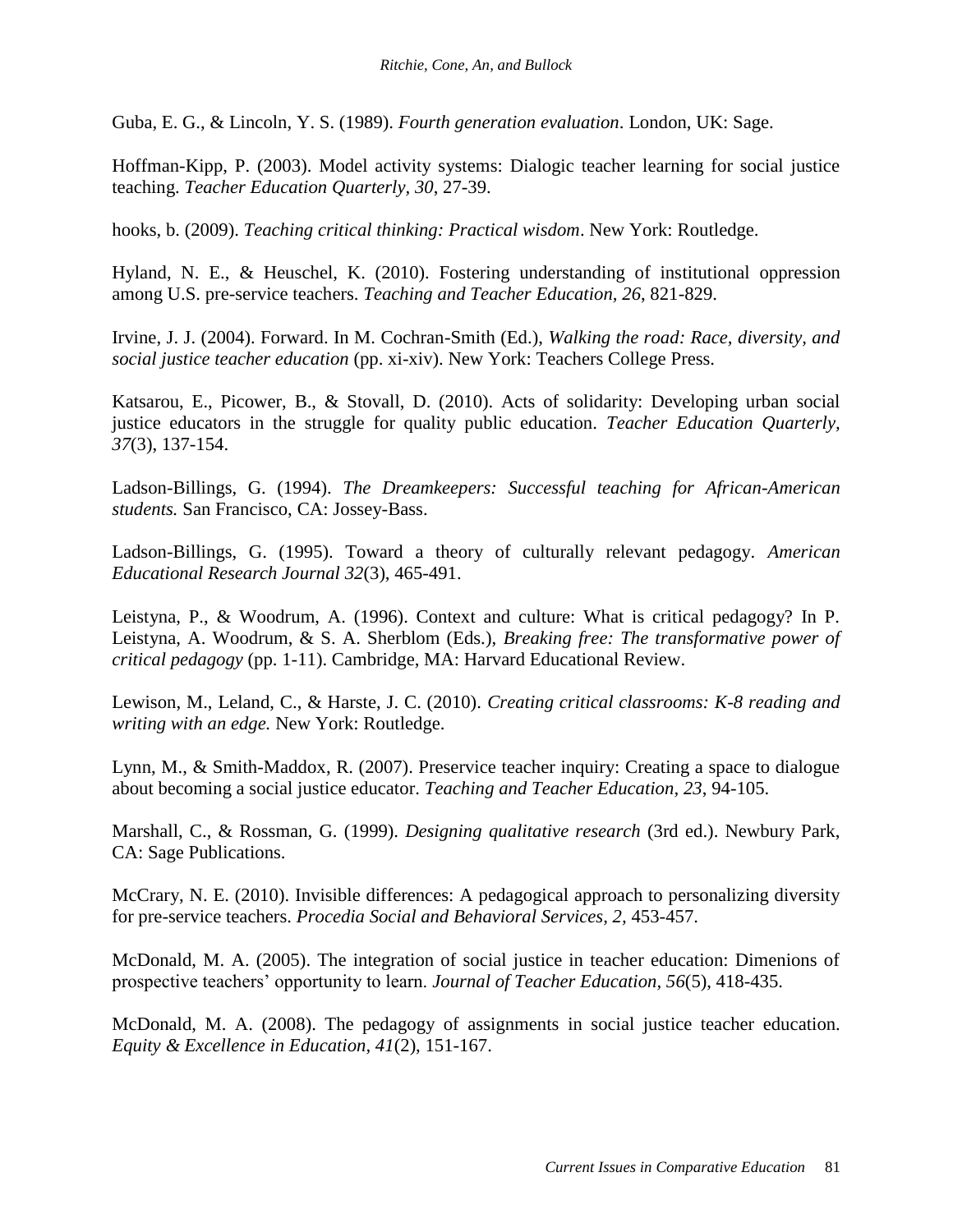Guba, E. G., & Lincoln, Y. S. (1989). *Fourth generation evaluation*. London, UK: Sage.

Hoffman-Kipp, P. (2003). Model activity systems: Dialogic teacher learning for social justice teaching. *Teacher Education Quarterly, 30*, 27-39.

hooks, b. (2009). *Teaching critical thinking: Practical wisdom*. New York: Routledge.

Hyland, N. E., & Heuschel, K. (2010). Fostering understanding of institutional oppression among U.S. pre-service teachers. *Teaching and Teacher Education, 26*, 821-829.

Irvine, J. J. (2004). Forward. In M. Cochran-Smith (Ed.), *Walking the road: Race, diversity, and social justice teacher education* (pp. xi-xiv). New York: Teachers College Press.

Katsarou, E., Picower, B., & Stovall, D. (2010). Acts of solidarity: Developing urban social justice educators in the struggle for quality public education. *Teacher Education Quarterly, 37*(3), 137-154.

Ladson-Billings, G. (1994). *The Dreamkeepers: Successful teaching for African-American students.* San Francisco, CA: Jossey-Bass.

Ladson-Billings, G. (1995). Toward a theory of culturally relevant pedagogy. *American Educational Research Journal 32*(3), 465-491.

Leistyna, P., & Woodrum, A. (1996). Context and culture: What is critical pedagogy? In P. Leistyna, A. Woodrum, & S. A. Sherblom (Eds.), *Breaking free: The transformative power of critical pedagogy* (pp. 1-11). Cambridge, MA: Harvard Educational Review.

Lewison, M., Leland, C., & Harste, J. C. (2010). *Creating critical classrooms: K-8 reading and writing with an edge.* New York: Routledge.

Lynn, M., & Smith-Maddox, R. (2007). Preservice teacher inquiry: Creating a space to dialogue about becoming a social justice educator. *Teaching and Teacher Education, 23*, 94-105.

Marshall, C., & Rossman, G. (1999). *Designing qualitative research* (3rd ed.). Newbury Park, CA: Sage Publications.

McCrary, N. E. (2010). Invisible differences: A pedagogical approach to personalizing diversity for pre-service teachers. *Procedia Social and Behavioral Services, 2,* 453-457.

McDonald, M. A. (2005). The integration of social justice in teacher education: Dimenions of prospective teachers' opportunity to learn. *Journal of Teacher Education, 56*(5), 418-435.

McDonald, M. A. (2008). The pedagogy of assignments in social justice teacher education. *Equity & Excellence in Education, 41*(2), 151-167.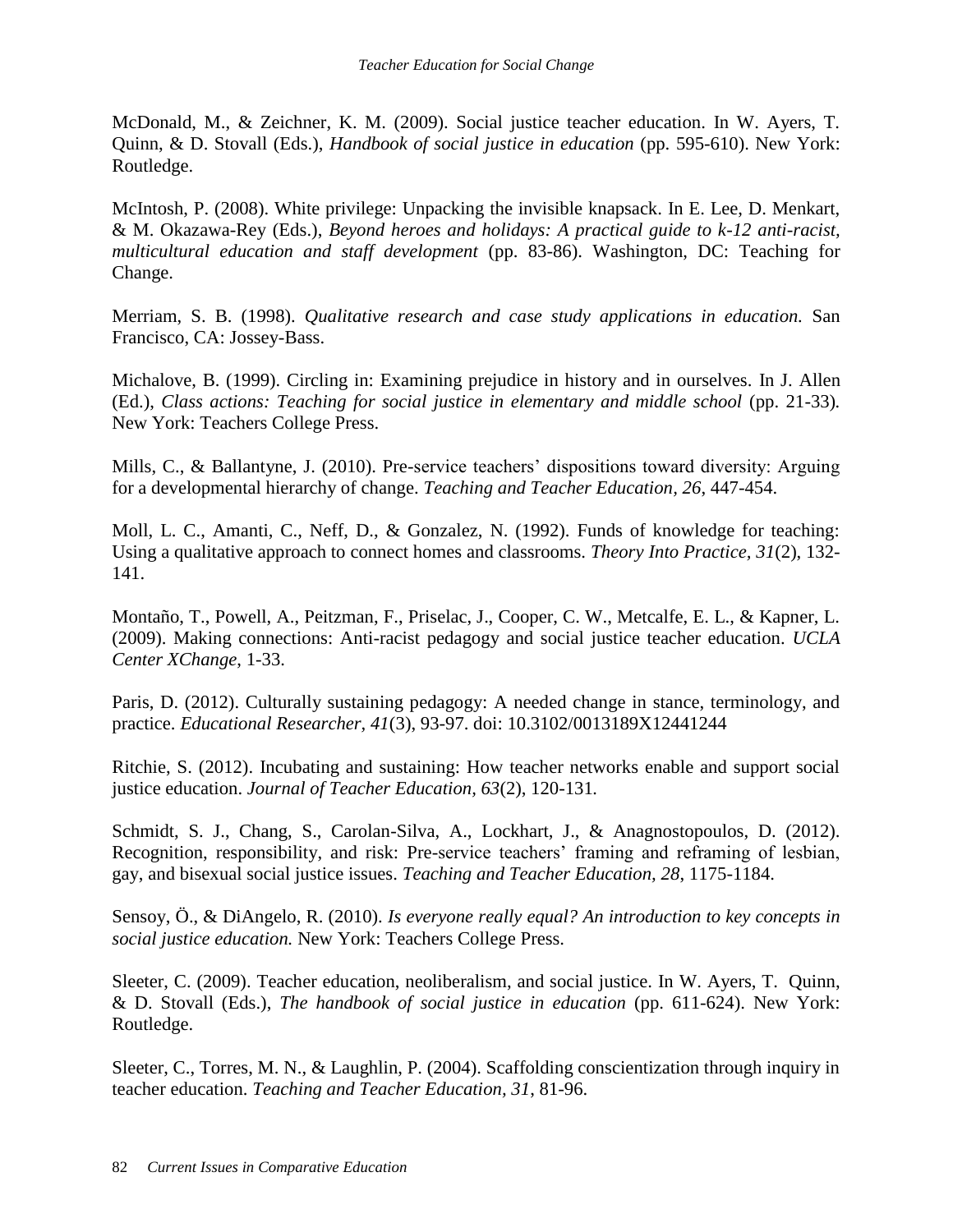McDonald, M., & Zeichner, K. M. (2009). Social justice teacher education. In W. Ayers, T. Quinn, & D. Stovall (Eds.), *Handbook of social justice in education* (pp. 595-610). New York: Routledge.

McIntosh, P. (2008). White privilege: Unpacking the invisible knapsack. In E. Lee, D. Menkart, & M. Okazawa-Rey (Eds.), *Beyond heroes and holidays: A practical guide to k-12 anti-racist, multicultural education and staff development* (pp. 83-86). Washington, DC: Teaching for Change.

Merriam, S. B. (1998). *Qualitative research and case study applications in education.* San Francisco, CA: Jossey-Bass.

Michalove, B. (1999). Circling in: Examining prejudice in history and in ourselves. In J. Allen (Ed.), *Class actions: Teaching for social justice in elementary and middle school* (pp. 21-33)*.* New York: Teachers College Press.

Mills, C., & Ballantyne, J. (2010). Pre-service teachers' dispositions toward diversity: Arguing for a developmental hierarchy of change. *Teaching and Teacher Education, 26*, 447-454.

Moll, L. C., Amanti, C., Neff, D., & Gonzalez, N. (1992). Funds of knowledge for teaching: Using a qualitative approach to connect homes and classrooms. *Theory Into Practice, 31*(2), 132-141.

Montaño, T., Powell, A., Peitzman, F., Priselac, J., Cooper, C. W., Metcalfe, E. L., & Kapner, L. (2009). Making connections: Anti-racist pedagogy and social justice teacher education. *UCLA Center XChange*, 1-33.

Paris, D. (2012). Culturally sustaining pedagogy: A needed change in stance, terminology, and practice. *Educational Researcher, 41*(3), 93-97. doi: 10.3102/0013189X12441244

Ritchie, S. (2012). Incubating and sustaining: How teacher networks enable and support social justice education. *Journal of Teacher Education, 63*(2), 120-131.

Schmidt, S. J., Chang, S., Carolan-Silva, A., Lockhart, J., & Anagnostopoulos, D. (2012). Recognition, responsibility, and risk: Pre-service teachers' framing and reframing of lesbian, gay, and bisexual social justice issues. *Teaching and Teacher Education, 28*, 1175-1184.

Sensoy, Ö., & DiAngelo, R. (2010). *Is everyone really equal? An introduction to key concepts in social justice education.* New York: Teachers College Press.

Sleeter, C. (2009). Teacher education, neoliberalism, and social justice. In W. Ayers, T. Quinn, & D. Stovall (Eds.), *The handbook of social justice in education* (pp. 611-624). New York: Routledge.

Sleeter, C., Torres, M. N., & Laughlin, P. (2004). Scaffolding conscientization through inquiry in teacher education. *Teaching and Teacher Education, 31*, 81-96.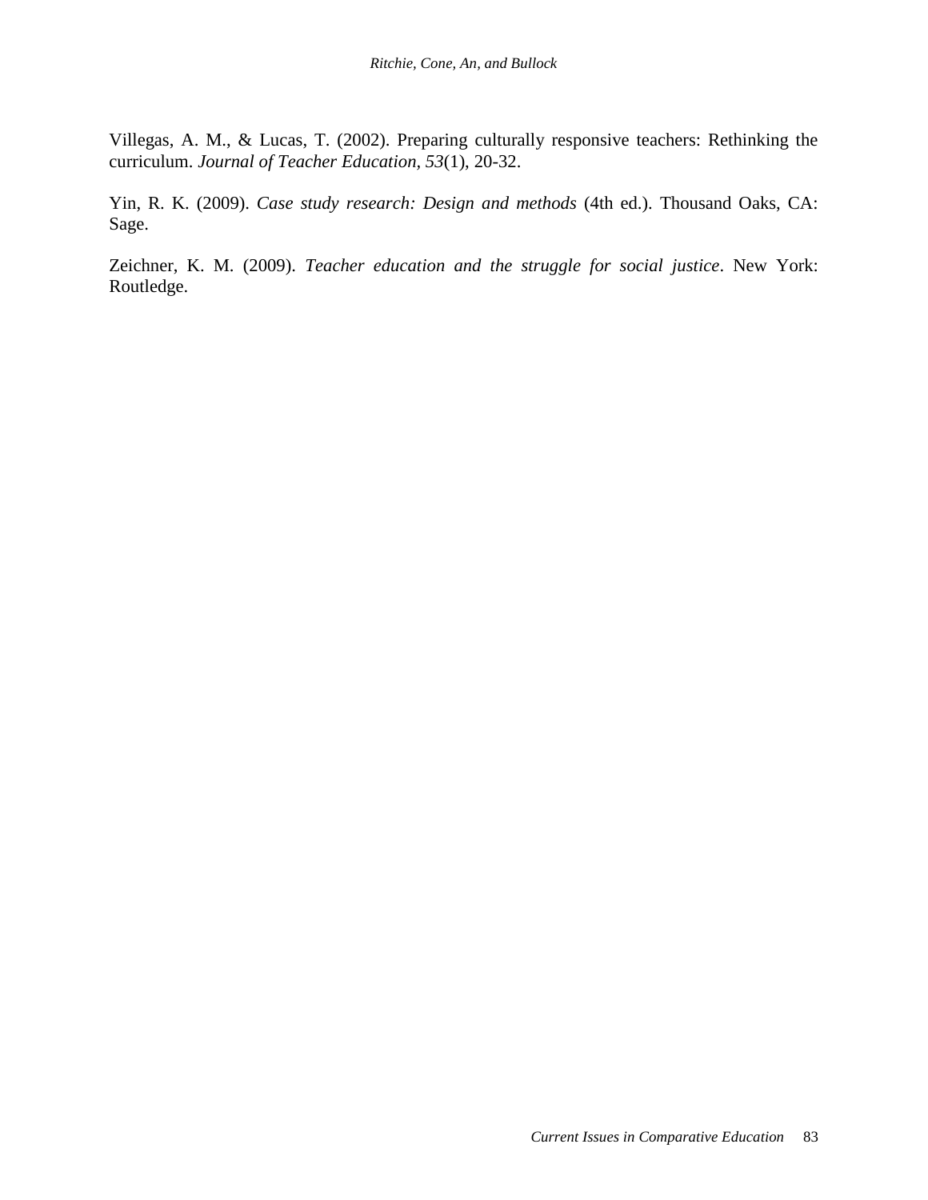Villegas, A. M., & Lucas, T. (2002). Preparing culturally responsive teachers: Rethinking the curriculum. *Journal of Teacher Education*, *53*(1), 20-32.

Yin, R. K. (2009). *Case study research: Design and methods* (4th ed.). Thousand Oaks, CA: Sage.

Zeichner, K. M. (2009). *Teacher education and the struggle for social justice*. New York: Routledge.